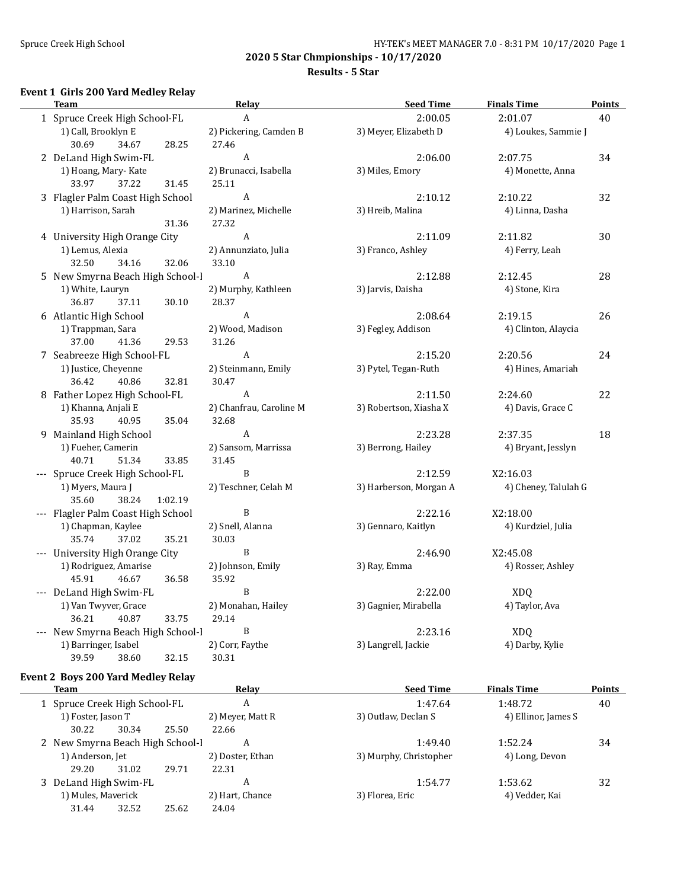Spruce Creek High School

## 2020 5 Star Chmpionships - 10/17/2020

### Results - 5 Star

#### Event 1 Girls 200 Yard Medley Relay

| | Team | Relay | Seed Time | Finals Time | Points |
|---|---|---|---|---|---|
| 1 | Spruce Creek High School-FL | A | 2:00.05 | 2:01.07 | 40 |
| | 1) Call, Brooklyn E | 2) Pickering, Camden B | 3) Meyer, Elizabeth D | 4) Loukes, Sammie J | |
| | 30.69 34.67 28.25 27.46 | | | | |
| 2 | DeLand High Swim-FL | A | 2:06.00 | 2:07.75 | 34 |
| | 1) Hoang, Mary- Kate | 2) Brunacci, Isabella | 3) Miles, Emory | 4) Monette, Anna | |
| | 33.97 37.22 31.45 25.11 | | | | |
| 3 | Flagler Palm Coast High School | A | 2:10.12 | 2:10.22 | 32 |
| | 1) Harrison, Sarah | 2) Marinez, Michelle | 3) Hreib, Malina | 4) Linna, Dasha | |
| | 31.36 27.32 | | | | |
| 4 | University High Orange City | A | 2:11.09 | 2:11.82 | 30 |
| | 1) Lemus, Alexia | 2) Annunziato, Julia | 3) Franco, Ashley | 4) Ferry, Leah | |
| | 32.50 34.16 32.06 33.10 | | | | |
| 5 | New Smyrna Beach High School-I | A | 2:12.88 | 2:12.45 | 28 |
| | 1) White, Lauryn | 2) Murphy, Kathleen | 3) Jarvis, Daisha | 4) Stone, Kira | |
| | 36.87 37.11 30.10 28.37 | | | | |
| 6 | Atlantic High School | A | 2:08.64 | 2:19.15 | 26 |
| | 1) Trappman, Sara | 2) Wood, Madison | 3) Fegley, Addison | 4) Clinton, Alaycia | |
| | 37.00 41.36 29.53 31.26 | | | | |
| 7 | Seabreeze High School-FL | A | 2:15.20 | 2:20.56 | 24 |
| | 1) Justice, Cheyenne | 2) Steinmann, Emily | 3) Pytel, Tegan-Ruth | 4) Hines, Amariah | |
| | 36.42 40.86 32.81 30.47 | | | | |
| 8 | Father Lopez High School-FL | A | 2:11.50 | 2:24.60 | 22 |
| | 1) Khanna, Anjali E | 2) Chanfrau, Caroline M | 3) Robertson, Xiasha X | 4) Davis, Grace C | |
| | 35.93 40.95 35.04 32.68 | | | | |
| 9 | Mainland High School | A | 2:23.28 | 2:37.35 | 18 |
| | 1) Fueher, Camerin | 2) Sansom, Marrissa | 3) Berrong, Hailey | 4) Bryant, Jesslyn | |
| | 40.71 51.34 33.85 31.45 | | | | |
| --- | Spruce Creek High School-FL | B | 2:12.59 | X2:16.03 | |
| | 1) Myers, Maura J | 2) Teschner, Celah M | 3) Harberson, Morgan A | 4) Cheney, Talulah G | |
| | 35.60 38.24 1:02.19 | | | | |
| --- | Flagler Palm Coast High School | B | 2:22.16 | X2:18.00 | |
| | 1) Chapman, Kaylee | 2) Snell, Alanna | 3) Gennaro, Kaitlyn | 4) Kurdziel, Julia | |
| | 35.74 37.02 35.21 30.03 | | | | |
| --- | University High Orange City | B | 2:46.90 | X2:45.08 | |
| | 1) Rodriguez, Amarise | 2) Johnson, Emily | 3) Ray, Emma | 4) Rosser, Ashley | |
| | 45.91 46.67 36.58 35.92 | | | | |
| --- | DeLand High Swim-FL | B | 2:22.00 | XDQ | |
| | 1) Van Twyver, Grace | 2) Monahan, Hailey | 3) Gagnier, Mirabella | 4) Taylor, Ava | |
| | 36.21 40.87 33.75 29.14 | | | | |
| --- | New Smyrna Beach High School-I | B | 2:23.16 | XDQ | |
| | 1) Barringer, Isabel | 2) Corr, Faythe | 3) Langrell, Jackie | 4) Darby, Kylie | |
| | 39.59 38.60 32.15 30.31 | | | | |

#### Event 2 Boys 200 Yard Medley Relay

| | Team | Relay | Seed Time | Finals Time | Points |
|---|---|---|---|---|---|
| 1 | Spruce Creek High School-FL | A | 1:47.64 | 1:48.72 | 40 |
| | 1) Foster, Jason T | 2) Meyer, Matt R | 3) Outlaw, Declan S | 4) Ellinor, James S | |
| | 30.22 30.34 25.50 22.66 | | | | |
| 2 | New Smyrna Beach High School-I | A | 1:49.40 | 1:52.24 | 34 |
| | 1) Anderson, Jet | 2) Doster, Ethan | 3) Murphy, Christopher | 4) Long, Devon | |
| | 29.20 31.02 29.71 22.31 | | | | |
| 3 | DeLand High Swim-FL | A | 1:54.77 | 1:53.62 | 32 |
| | 1) Mules, Maverick | 2) Hart, Chance | 3) Florea, Eric | 4) Vedder, Kai | |
| | 31.44 32.52 25.62 24.04 | | | | |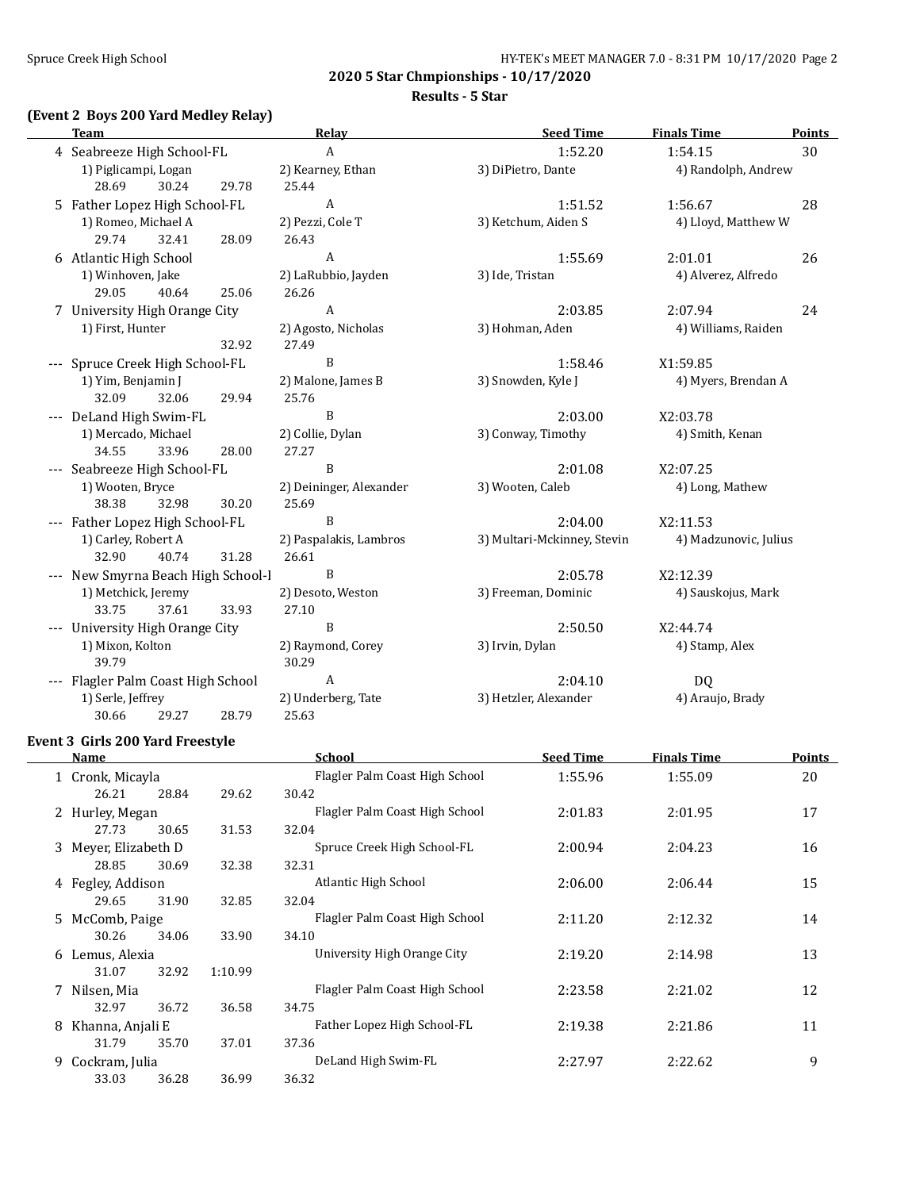## 2020 5 Star Chmpionships - 10/17/2020

### Results - 5 Star

#### (Event 2 Boys 200 Yard Medley Relay)

| | Team | Relay | Seed Time | Finals Time | Points |
|---|---|---|---|---|---|
| 4 | Seabreeze High School-FL | A | 1:52.20 | 1:54.15 | 30 |
| | 1) Piglicampi, Logan | 2) Kearney, Ethan | 3) DiPietro, Dante | 4) Randolph, Andrew | |
| | 28.69 30.24 29.78 | 25.44 | | | |
| 5 | Father Lopez High School-FL | A | 1:51.52 | 1:56.67 | 28 |
| | 1) Romeo, Michael A | 2) Pezzi, Cole T | 3) Ketchum, Aiden S | 4) Lloyd, Matthew W | |
| | 29.74 32.41 28.09 | 26.43 | | | |
| 6 | Atlantic High School | A | 1:55.69 | 2:01.01 | 26 |
| | 1) Winhoven, Jake | 2) LaRubbio, Jayden | 3) Ide, Tristan | 4) Alverez, Alfredo | |
| | 29.05 40.64 25.06 | 26.26 | | | |
| 7 | University High Orange City | A | 2:03.85 | 2:07.94 | 24 |
| | 1) First, Hunter | 2) Agosto, Nicholas | 3) Hohman, Aden | 4) Williams, Raiden | |
| | 32.92 | 27.49 | | | |
| --- | Spruce Creek High School-FL | B | 1:58.46 | X1:59.85 | |
| | 1) Yim, Benjamin J | 2) Malone, James B | 3) Snowden, Kyle J | 4) Myers, Brendan A | |
| | 32.09 32.06 29.94 | 25.76 | | | |
| --- | DeLand High Swim-FL | B | 2:03.00 | X2:03.78 | |
| | 1) Mercado, Michael | 2) Collie, Dylan | 3) Conway, Timothy | 4) Smith, Kenan | |
| | 34.55 33.96 28.00 | 27.27 | | | |
| --- | Seabreeze High School-FL | B | 2:01.08 | X2:07.25 | |
| | 1) Wooten, Bryce | 2) Deininger, Alexander | 3) Wooten, Caleb | 4) Long, Mathew | |
| | 38.38 32.98 30.20 | 25.69 | | | |
| --- | Father Lopez High School-FL | B | 2:04.00 | X2:11.53 | |
| | 1) Carley, Robert A | 2) Paspalakis, Lambros | 3) Multari-Mckinney, Stevin | 4) Madzunovic, Julius | |
| | 32.90 40.74 31.28 | 26.61 | | | |
| --- | New Smyrna Beach High School-I | B | 2:05.78 | X2:12.39 | |
| | 1) Metchick, Jeremy | 2) Desoto, Weston | 3) Freeman, Dominic | 4) Sauskojus, Mark | |
| | 33.75 37.61 33.93 | 27.10 | | | |
| --- | University High Orange City | B | 2:50.50 | X2:44.74 | |
| | 1) Mixon, Kolton | 2) Raymond, Corey | 3) Irvin, Dylan | 4) Stamp, Alex | |
| | 39.79 | 30.29 | | | |
| --- | Flagler Palm Coast High School | A | 2:04.10 | DQ | |
| | 1) Serle, Jeffrey | 2) Underberg, Tate | 3) Hetzler, Alexander | 4) Araujo, Brady | |
| | 30.66 29.27 28.79 | 25.63 | | | |

#### Event 3 Girls 200 Yard Freestyle

| | Name | School | Seed Time | Finals Time | Points |
|---|---|---|---|---|---|
| 1 | Cronk, Micayla | Flagler Palm Coast High School | 1:55.96 | 1:55.09 | 20 |
| | 26.21 28.84 29.62 30.42 | | | | |
| 2 | Hurley, Megan | Flagler Palm Coast High School | 2:01.83 | 2:01.95 | 17 |
| | 27.73 30.65 31.53 32.04 | | | | |
| 3 | Meyer, Elizabeth D | Spruce Creek High School-FL | 2:00.94 | 2:04.23 | 16 |
| | 28.85 30.69 32.38 32.31 | | | | |
| 4 | Fegley, Addison | Atlantic High School | 2:06.00 | 2:06.44 | 15 |
| | 29.65 31.90 32.85 32.04 | | | | |
| 5 | McComb, Paige | Flagler Palm Coast High School | 2:11.20 | 2:12.32 | 14 |
| | 30.26 34.06 33.90 34.10 | | | | |
| 6 | Lemus, Alexia | University High Orange City | 2:19.20 | 2:14.98 | 13 |
| | 31.07 32.92 1:10.99 | | | | |
| 7 | Nilsen, Mia | Flagler Palm Coast High School | 2:23.58 | 2:21.02 | 12 |
| | 32.97 36.72 36.58 34.75 | | | | |
| 8 | Khanna, Anjali E | Father Lopez High School-FL | 2:19.38 | 2:21.86 | 11 |
| | 31.79 35.70 37.01 37.36 | | | | |
| 9 | Cockram, Julia | DeLand High Swim-FL | 2:27.97 | 2:22.62 | 9 |
| | 33.03 36.28 36.99 36.32 | | | | |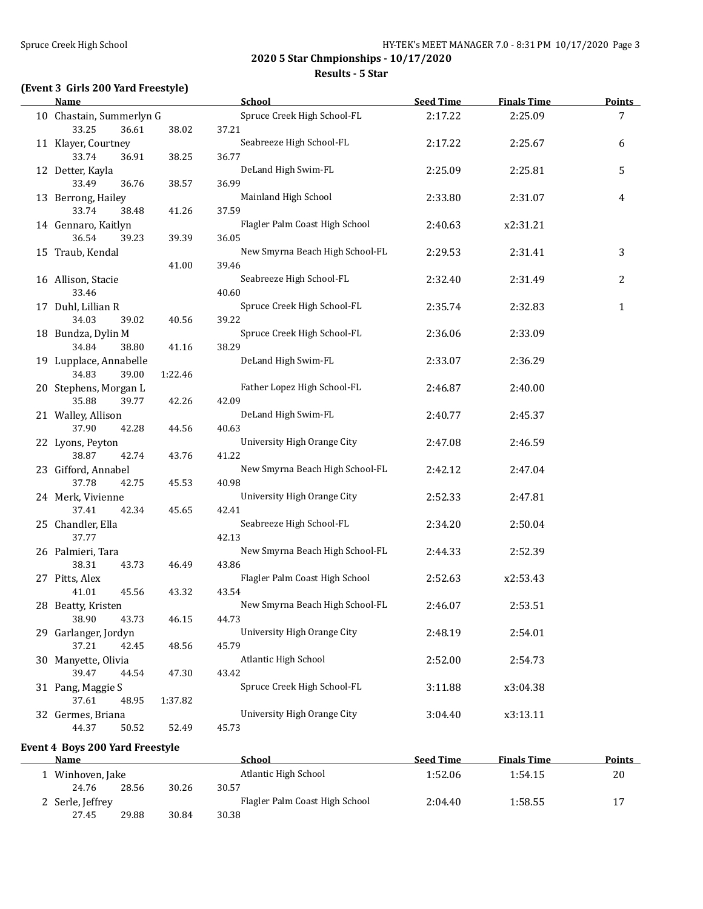## 2020 5 Star Chmpionships - 10/17/2020

### Results - 5 Star

### (Event 3 Girls 200 Yard Freestyle)

| | Name | | | | School | Seed Time | Finals Time | Points |
|---|---|---|---|---|---|---|---|---|
| 10 | Chastain, Summerlyn G | | | | Spruce Creek High School-FL | 2:17.22 | 2:25.09 | 7 |
| | 33.25 | 36.61 | 38.02 | 37.21 | | | | |
| 11 | Klayer, Courtney | | | | Seabreeze High School-FL | 2:17.22 | 2:25.67 | 6 |
| | 33.74 | 36.91 | 38.25 | 36.77 | | | | |
| 12 | Detter, Kayla | | | | DeLand High Swim-FL | 2:25.09 | 2:25.81 | 5 |
| | 33.49 | 36.76 | 38.57 | 36.99 | | | | |
| 13 | Berrong, Hailey | | | | Mainland High School | 2:33.80 | 2:31.07 | 4 |
| | 33.74 | 38.48 | 41.26 | 37.59 | | | | |
| 14 | Gennaro, Kaitlyn | | | | Flagler Palm Coast High School | 2:40.63 | x2:31.21 | |
| | 36.54 | 39.23 | 39.39 | 36.05 | | | | |
| 15 | Traub, Kendal | | | | New Smyrna Beach High School-FL | 2:29.53 | 2:31.41 | 3 |
| | | | 41.00 | 39.46 | | | | |
| 16 | Allison, Stacie | | | | Seabreeze High School-FL | 2:32.40 | 2:31.49 | 2 |
| | 33.46 | | | 40.60 | | | | |
| 17 | Duhl, Lillian R | | | | Spruce Creek High School-FL | 2:35.74 | 2:32.83 | 1 |
| | 34.03 | 39.02 | 40.56 | 39.22 | | | | |
| 18 | Bundza, Dylin M | | | | Spruce Creek High School-FL | 2:36.06 | 2:33.09 | |
| | 34.84 | 38.80 | 41.16 | 38.29 | | | | |
| 19 | Lupplace, Annabelle | | | | DeLand High Swim-FL | 2:33.07 | 2:36.29 | |
| | 34.83 | 39.00 | 1:22.46 | | | | | |
| 20 | Stephens, Morgan L | | | | Father Lopez High School-FL | 2:46.87 | 2:40.00 | |
| | 35.88 | 39.77 | 42.26 | 42.09 | | | | |
| 21 | Walley, Allison | | | | DeLand High Swim-FL | 2:40.77 | 2:45.37 | |
| | 37.90 | 42.28 | 44.56 | 40.63 | | | | |
| 22 | Lyons, Peyton | | | | University High Orange City | 2:47.08 | 2:46.59 | |
| | 38.87 | 42.74 | 43.76 | 41.22 | | | | |
| 23 | Gifford, Annabel | | | | New Smyrna Beach High School-FL | 2:42.12 | 2:47.04 | |
| | 37.78 | 42.75 | 45.53 | 40.98 | | | | |
| 24 | Merk, Vivienne | | | | University High Orange City | 2:52.33 | 2:47.81 | |
| | 37.41 | 42.34 | 45.65 | 42.41 | | | | |
| 25 | Chandler, Ella | | | | Seabreeze High School-FL | 2:34.20 | 2:50.04 | |
| | 37.77 | | | 42.13 | | | | |
| 26 | Palmieri, Tara | | | | New Smyrna Beach High School-FL | 2:44.33 | 2:52.39 | |
| | 38.31 | 43.73 | 46.49 | 43.86 | | | | |
| 27 | Pitts, Alex | | | | Flagler Palm Coast High School | 2:52.63 | x2:53.43 | |
| | 41.01 | 45.56 | 43.32 | 43.54 | | | | |
| 28 | Beatty, Kristen | | | | New Smyrna Beach High School-FL | 2:46.07 | 2:53.51 | |
| | 38.90 | 43.73 | 46.15 | 44.73 | | | | |
| 29 | Garlanger, Jordyn | | | | University High Orange City | 2:48.19 | 2:54.01 | |
| | 37.21 | 42.45 | 48.56 | 45.79 | | | | |
| 30 | Manyette, Olivia | | | | Atlantic High School | 2:52.00 | 2:54.73 | |
| | 39.47 | 44.54 | 47.30 | 43.42 | | | | |
| 31 | Pang, Maggie S | | | | Spruce Creek High School-FL | 3:11.88 | x3:04.38 | |
| | 37.61 | 48.95 | 1:37.82 | | | | | |
| 32 | Germes, Briana | | | | University High Orange City | 3:04.40 | x3:13.11 | |
| | 44.37 | 50.52 | 52.49 | 45.73 | | | | |

### Event 4 Boys 200 Yard Freestyle

| | Name | | | | School | Seed Time | Finals Time | Points |
|---|---|---|---|---|---|---|---|---|
| 1 | Winhoven, Jake | | | | Atlantic High School | 1:52.06 | 1:54.15 | 20 |
| | 24.76 | 28.56 | 30.26 | 30.57 | | | | |
| 2 | Serle, Jeffrey | | | | Flagler Palm Coast High School | 2:04.40 | 1:58.55 | 17 |
| | 27.45 | 29.88 | 30.84 | 30.38 | | | | |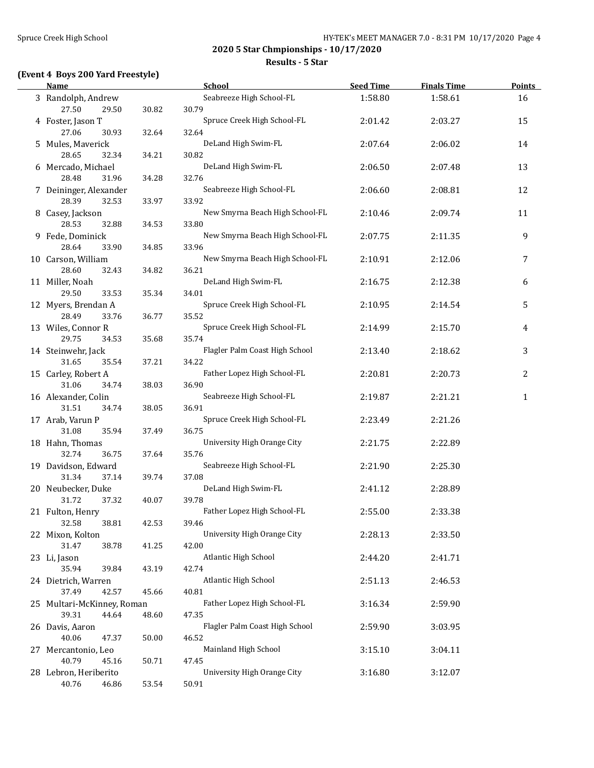## 2020 5 Star Chmpionships - 10/17/2020

### Results - 5 Star

#### (Event 4 Boys 200 Yard Freestyle)

| | Name | School | Seed Time | Finals Time | Points |
|---|---|---|---|---|---|
| 3 | Randolph, Andrew | Seabreeze High School-FL | 1:58.80 | 1:58.61 | 16 |
| | 27.50 29.50 30.82 30.79 | | | | |
| 4 | Foster, Jason T | Spruce Creek High School-FL | 2:01.42 | 2:03.27 | 15 |
| | 27.06 30.93 32.64 32.64 | | | | |
| 5 | Mules, Maverick | DeLand High Swim-FL | 2:07.64 | 2:06.02 | 14 |
| | 28.65 32.34 34.21 30.82 | | | | |
| 6 | Mercado, Michael | DeLand High Swim-FL | 2:06.50 | 2:07.48 | 13 |
| | 28.48 31.96 34.28 32.76 | | | | |
| 7 | Deininger, Alexander | Seabreeze High School-FL | 2:06.60 | 2:08.81 | 12 |
| | 28.39 32.53 33.97 33.92 | | | | |
| 8 | Casey, Jackson | New Smyrna Beach High School-FL | 2:10.46 | 2:09.74 | 11 |
| | 28.53 32.88 34.53 33.80 | | | | |
| 9 | Fede, Dominick | New Smyrna Beach High School-FL | 2:07.75 | 2:11.35 | 9 |
| | 28.64 33.90 34.85 33.96 | | | | |
| 10 | Carson, William | New Smyrna Beach High School-FL | 2:10.91 | 2:12.06 | 7 |
| | 28.60 32.43 34.82 36.21 | | | | |
| 11 | Miller, Noah | DeLand High Swim-FL | 2:16.75 | 2:12.38 | 6 |
| | 29.50 33.53 35.34 34.01 | | | | |
| 12 | Myers, Brendan A | Spruce Creek High School-FL | 2:10.95 | 2:14.54 | 5 |
| | 28.49 33.76 36.77 35.52 | | | | |
| 13 | Wiles, Connor R | Spruce Creek High School-FL | 2:14.99 | 2:15.70 | 4 |
| | 29.75 34.53 35.68 35.74 | | | | |
| 14 | Steinwehr, Jack | Flagler Palm Coast High School | 2:13.40 | 2:18.62 | 3 |
| | 31.65 35.54 37.21 34.22 | | | | |
| 15 | Carley, Robert A | Father Lopez High School-FL | 2:20.81 | 2:20.73 | 2 |
| | 31.06 34.74 38.03 36.90 | | | | |
| 16 | Alexander, Colin | Seabreeze High School-FL | 2:19.87 | 2:21.21 | 1 |
| | 31.51 34.74 38.05 36.91 | | | | |
| 17 | Arab, Varun P | Spruce Creek High School-FL | 2:23.49 | 2:21.26 | |
| | 31.08 35.94 37.49 36.75 | | | | |
| 18 | Hahn, Thomas | University High Orange City | 2:21.75 | 2:22.89 | |
| | 32.74 36.75 37.64 35.76 | | | | |
| 19 | Davidson, Edward | Seabreeze High School-FL | 2:21.90 | 2:25.30 | |
| | 31.34 37.14 39.74 37.08 | | | | |
| 20 | Neubecker, Duke | DeLand High Swim-FL | 2:41.12 | 2:28.89 | |
| | 31.72 37.32 40.07 39.78 | | | | |
| 21 | Fulton, Henry | Father Lopez High School-FL | 2:55.00 | 2:33.38 | |
| | 32.58 38.81 42.53 39.46 | | | | |
| 22 | Mixon, Kolton | University High Orange City | 2:28.13 | 2:33.50 | |
| | 31.47 38.78 41.25 42.00 | | | | |
| 23 | Li, Jason | Atlantic High School | 2:44.20 | 2:41.71 | |
| | 35.94 39.84 43.19 42.74 | | | | |
| 24 | Dietrich, Warren | Atlantic High School | 2:51.13 | 2:46.53 | |
| | 37.49 42.57 45.66 40.81 | | | | |
| 25 | Multari-McKinney, Roman | Father Lopez High School-FL | 3:16.34 | 2:59.90 | |
| | 39.31 44.64 48.60 47.35 | | | | |
| 26 | Davis, Aaron | Flagler Palm Coast High School | 2:59.90 | 3:03.95 | |
| | 40.06 47.37 50.00 46.52 | | | | |
| 27 | Mercantonio, Leo | Mainland High School | 3:15.10 | 3:04.11 | |
| | 40.79 45.16 50.71 47.45 | | | | |
| 28 | Lebron, Heriberito | University High Orange City | 3:16.80 | 3:12.07 | |
| | 40.76 46.86 53.54 50.91 | | | | |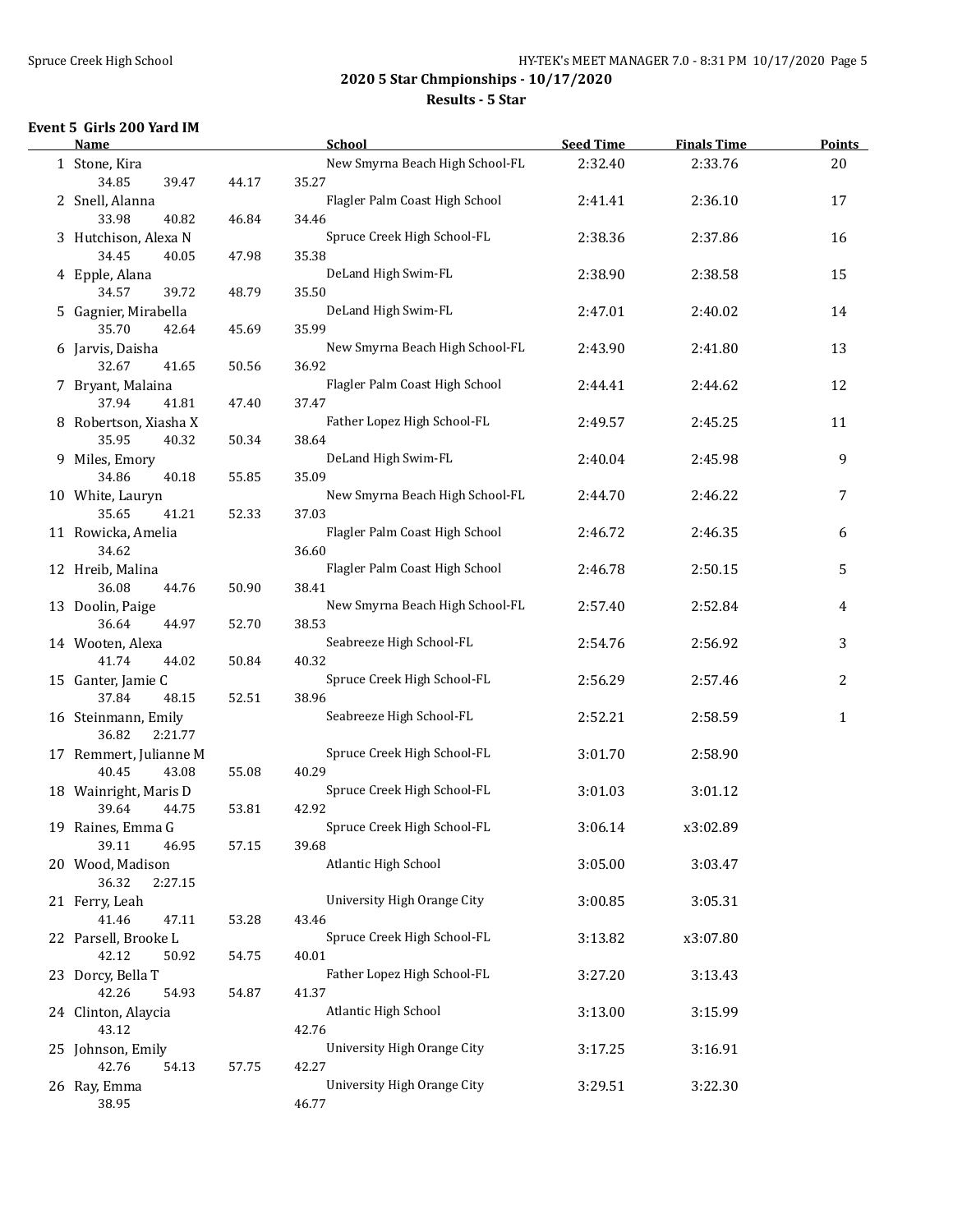## 2020 5 Star Chmpionships - 10/17/2020

## Results - 5 Star

### Event 5 Girls 200 Yard IM

| | Name | School | Seed Time | Finals Time | Points |
|---|---|---|---|---|---|
| 1 | Stone, Kira | New Smyrna Beach High School-FL | 2:32.40 | 2:33.76 | 20 |
| | 34.85 39.47 44.17 35.27 | | | | |
| 2 | Snell, Alanna | Flagler Palm Coast High School | 2:41.41 | 2:36.10 | 17 |
| | 33.98 40.82 46.84 34.46 | | | | |
| 3 | Hutchison, Alexa N | Spruce Creek High School-FL | 2:38.36 | 2:37.86 | 16 |
| | 34.45 40.05 47.98 35.38 | | | | |
| 4 | Epple, Alana | DeLand High Swim-FL | 2:38.90 | 2:38.58 | 15 |
| | 34.57 39.72 48.79 35.50 | | | | |
| 5 | Gagnier, Mirabella | DeLand High Swim-FL | 2:47.01 | 2:40.02 | 14 |
| | 35.70 42.64 45.69 35.99 | | | | |
| 6 | Jarvis, Daisha | New Smyrna Beach High School-FL | 2:43.90 | 2:41.80 | 13 |
| | 32.67 41.65 50.56 36.92 | | | | |
| 7 | Bryant, Malaina | Flagler Palm Coast High School | 2:44.41 | 2:44.62 | 12 |
| | 37.94 41.81 47.40 37.47 | | | | |
| 8 | Robertson, Xiasha X | Father Lopez High School-FL | 2:49.57 | 2:45.25 | 11 |
| | 35.95 40.32 50.34 38.64 | | | | |
| 9 | Miles, Emory | DeLand High Swim-FL | 2:40.04 | 2:45.98 | 9 |
| | 34.86 40.18 55.85 35.09 | | | | |
| 10 | White, Lauryn | New Smyrna Beach High School-FL | 2:44.70 | 2:46.22 | 7 |
| | 35.65 41.21 52.33 37.03 | | | | |
| 11 | Rowicka, Amelia | Flagler Palm Coast High School | 2:46.72 | 2:46.35 | 6 |
| | 34.62 36.60 | | | | |
| 12 | Hreib, Malina | Flagler Palm Coast High School | 2:46.78 | 2:50.15 | 5 |
| | 36.08 44.76 50.90 38.41 | | | | |
| 13 | Doolin, Paige | New Smyrna Beach High School-FL | 2:57.40 | 2:52.84 | 4 |
| | 36.64 44.97 52.70 38.53 | | | | |
| 14 | Wooten, Alexa | Seabreeze High School-FL | 2:54.76 | 2:56.92 | 3 |
| | 41.74 44.02 50.84 40.32 | | | | |
| 15 | Ganter, Jamie C | Spruce Creek High School-FL | 2:56.29 | 2:57.46 | 2 |
| | 37.84 48.15 52.51 38.96 | | | | |
| 16 | Steinmann, Emily | Seabreeze High School-FL | 2:52.21 | 2:58.59 | 1 |
| | 36.82 2:21.77 | | | | |
| 17 | Remmert, Julianne M | Spruce Creek High School-FL | 3:01.70 | 2:58.90 | |
| | 40.45 43.08 55.08 40.29 | | | | |
| 18 | Wainright, Maris D | Spruce Creek High School-FL | 3:01.03 | 3:01.12 | |
| | 39.64 44.75 53.81 42.92 | | | | |
| 19 | Raines, Emma G | Spruce Creek High School-FL | 3:06.14 | x3:02.89 | |
| | 39.11 46.95 57.15 39.68 | | | | |
| 20 | Wood, Madison | Atlantic High School | 3:05.00 | 3:03.47 | |
| | 36.32 2:27.15 | | | | |
| 21 | Ferry, Leah | University High Orange City | 3:00.85 | 3:05.31 | |
| | 41.46 47.11 53.28 43.46 | | | | |
| 22 | Parsell, Brooke L | Spruce Creek High School-FL | 3:13.82 | x3:07.80 | |
| | 42.12 50.92 54.75 40.01 | | | | |
| 23 | Dorcy, Bella T | Father Lopez High School-FL | 3:27.20 | 3:13.43 | |
| | 42.26 54.93 54.87 41.37 | | | | |
| 24 | Clinton, Alaycia | Atlantic High School | 3:13.00 | 3:15.99 | |
| | 43.12 42.76 | | | | |
| 25 | Johnson, Emily | University High Orange City | 3:17.25 | 3:16.91 | |
| | 42.76 54.13 57.75 42.27 | | | | |
| 26 | Ray, Emma | University High Orange City | 3:29.51 | 3:22.30 | |
| | 38.95 46.77 | | | | |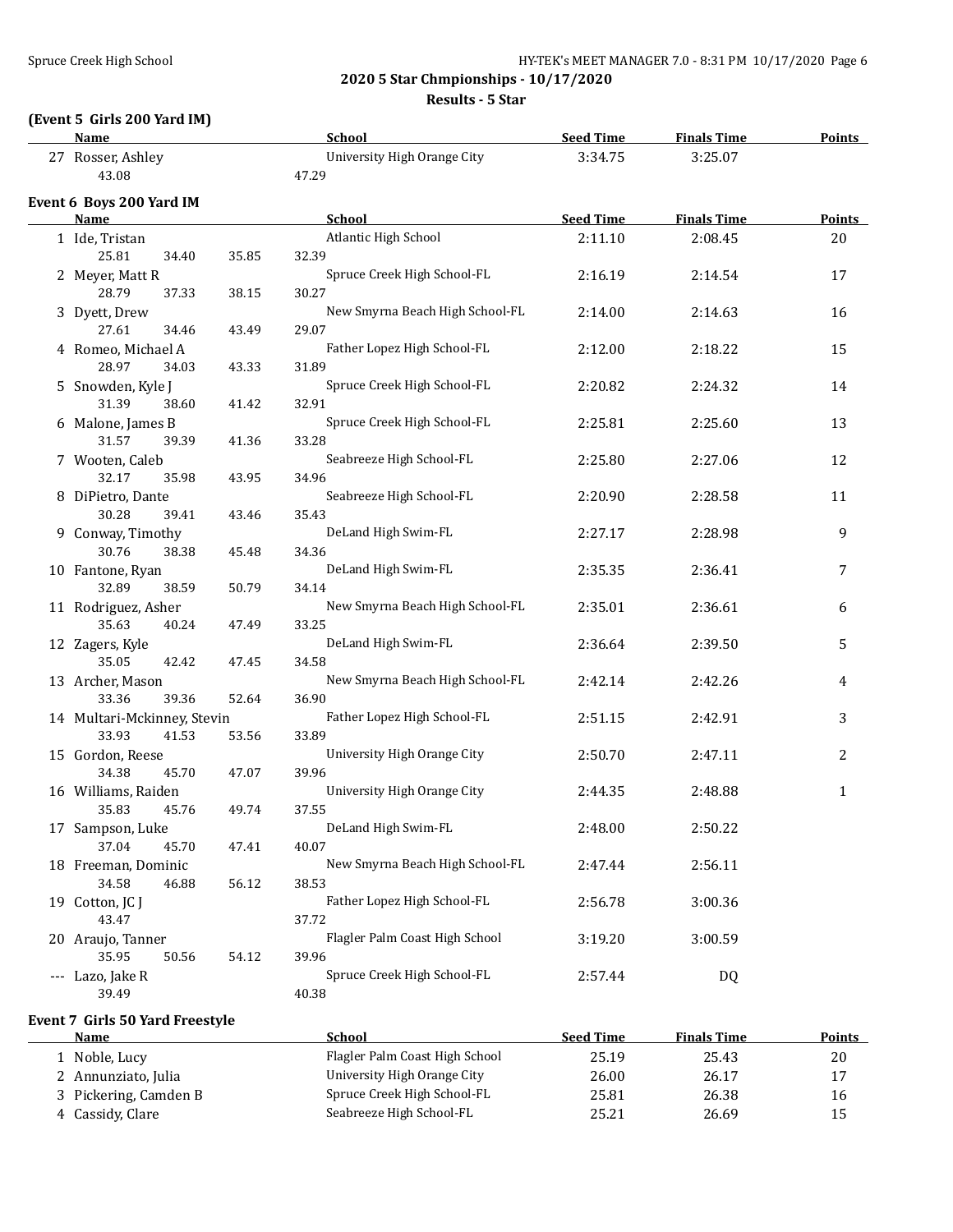## 2020 5 Star Chmpionships - 10/17/2020

### Results - 5 Star

**(Event 5 Girls 200 Yard IM)**

| | Name | School | Seed Time | Finals Time | Points |
|---|---|---|---|---|---|
| 27 | Rosser, Ashley | University High Orange City | 3:34.75 | 3:25.07 | |
| | 43.08 47.29 | | | | |

**Event 6 Boys 200 Yard IM**

| | Name | School | Seed Time | Finals Time | Points |
|---|---|---|---|---|---|
| 1 | Ide, Tristan | Atlantic High School | 2:11.10 | 2:08.45 | 20 |
| | 25.81 34.40 35.85 32.39 | | | | |
| 2 | Meyer, Matt R | Spruce Creek High School-FL | 2:16.19 | 2:14.54 | 17 |
| | 28.79 37.33 38.15 30.27 | | | | |
| 3 | Dyett, Drew | New Smyrna Beach High School-FL | 2:14.00 | 2:14.63 | 16 |
| | 27.61 34.46 43.49 29.07 | | | | |
| 4 | Romeo, Michael A | Father Lopez High School-FL | 2:12.00 | 2:18.22 | 15 |
| | 28.97 34.03 43.33 31.89 | | | | |
| 5 | Snowden, Kyle J | Spruce Creek High School-FL | 2:20.82 | 2:24.32 | 14 |
| | 31.39 38.60 41.42 32.91 | | | | |
| 6 | Malone, James B | Spruce Creek High School-FL | 2:25.81 | 2:25.60 | 13 |
| | 31.57 39.39 41.36 33.28 | | | | |
| 7 | Wooten, Caleb | Seabreeze High School-FL | 2:25.80 | 2:27.06 | 12 |
| | 32.17 35.98 43.95 34.96 | | | | |
| 8 | DiPietro, Dante | Seabreeze High School-FL | 2:20.90 | 2:28.58 | 11 |
| | 30.28 39.41 43.46 35.43 | | | | |
| 9 | Conway, Timothy | DeLand High Swim-FL | 2:27.17 | 2:28.98 | 9 |
| | 30.76 38.38 45.48 34.36 | | | | |
| 10 | Fantone, Ryan | DeLand High Swim-FL | 2:35.35 | 2:36.41 | 7 |
| | 32.89 38.59 50.79 34.14 | | | | |
| 11 | Rodriguez, Asher | New Smyrna Beach High School-FL | 2:35.01 | 2:36.61 | 6 |
| | 35.63 40.24 47.49 33.25 | | | | |
| 12 | Zagers, Kyle | DeLand High Swim-FL | 2:36.64 | 2:39.50 | 5 |
| | 35.05 42.42 47.45 34.58 | | | | |
| 13 | Archer, Mason | New Smyrna Beach High School-FL | 2:42.14 | 2:42.26 | 4 |
| | 33.36 39.36 52.64 36.90 | | | | |
| 14 | Multari-Mckinney, Stevin | Father Lopez High School-FL | 2:51.15 | 2:42.91 | 3 |
| | 33.93 41.53 53.56 33.89 | | | | |
| 15 | Gordon, Reese | University High Orange City | 2:50.70 | 2:47.11 | 2 |
| | 34.38 45.70 47.07 39.96 | | | | |
| 16 | Williams, Raiden | University High Orange City | 2:44.35 | 2:48.88 | 1 |
| | 35.83 45.76 49.74 37.55 | | | | |
| 17 | Sampson, Luke | DeLand High Swim-FL | 2:48.00 | 2:50.22 | |
| | 37.04 45.70 47.41 40.07 | | | | |
| 18 | Freeman, Dominic | New Smyrna Beach High School-FL | 2:47.44 | 2:56.11 | |
| | 34.58 46.88 56.12 38.53 | | | | |
| 19 | Cotton, JC J | Father Lopez High School-FL | 2:56.78 | 3:00.36 | |
| | 43.47 37.72 | | | | |
| 20 | Araujo, Tanner | Flagler Palm Coast High School | 3:19.20 | 3:00.59 | |
| | 35.95 50.56 54.12 39.96 | | | | |
| --- | Lazo, Jake R | Spruce Creek High School-FL | 2:57.44 | DQ | |
| | 39.49 40.38 | | | | |

**Event 7 Girls 50 Yard Freestyle**

| | Name | School | Seed Time | Finals Time | Points |
|---|---|---|---|---|---|
| 1 | Noble, Lucy | Flagler Palm Coast High School | 25.19 | 25.43 | 20 |
| 2 | Annunziato, Julia | University High Orange City | 26.00 | 26.17 | 17 |
| 3 | Pickering, Camden B | Spruce Creek High School-FL | 25.81 | 26.38 | 16 |
| 4 | Cassidy, Clare | Seabreeze High School-FL | 25.21 | 26.69 | 15 |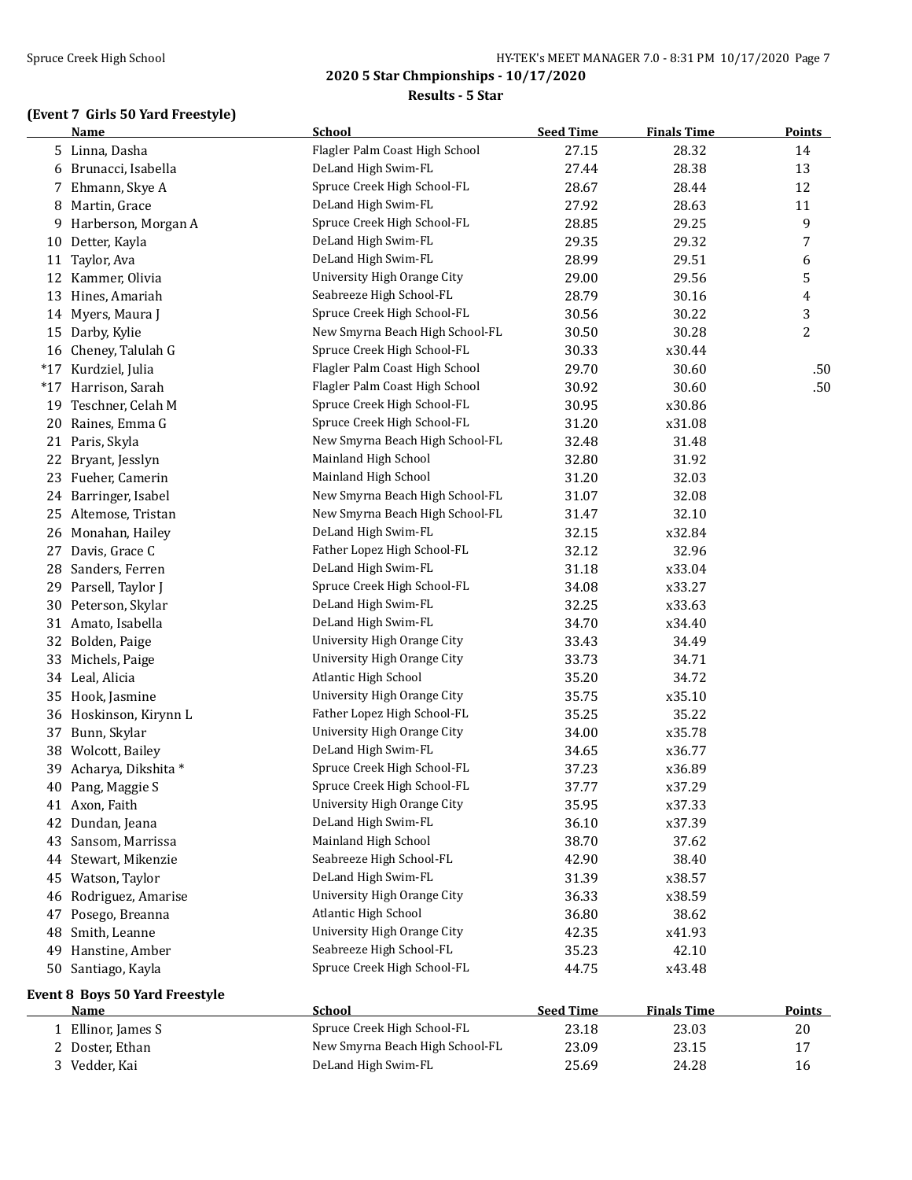## 2020 5 Star Chmpionships - 10/17/2020

### Results - 5 Star

#### (Event 7 Girls 50 Yard Freestyle)

| | Name | School | Seed Time | Finals Time | Points |
|---|---|---|---|---|---|
| 5 | Linna, Dasha | Flagler Palm Coast High School | 27.15 | 28.32 | 14 |
| 6 | Brunacci, Isabella | DeLand High Swim-FL | 27.44 | 28.38 | 13 |
| 7 | Ehmann, Skye A | Spruce Creek High School-FL | 28.67 | 28.44 | 12 |
| 8 | Martin, Grace | DeLand High Swim-FL | 27.92 | 28.63 | 11 |
| 9 | Harberson, Morgan A | Spruce Creek High School-FL | 28.85 | 29.25 | 9 |
| 10 | Detter, Kayla | DeLand High Swim-FL | 29.35 | 29.32 | 7 |
| 11 | Taylor, Ava | DeLand High Swim-FL | 28.99 | 29.51 | 6 |
| 12 | Kammer, Olivia | University High Orange City | 29.00 | 29.56 | 5 |
| 13 | Hines, Amariah | Seabreeze High School-FL | 28.79 | 30.16 | 4 |
| 14 | Myers, Maura J | Spruce Creek High School-FL | 30.56 | 30.22 | 3 |
| 15 | Darby, Kylie | New Smyrna Beach High School-FL | 30.50 | 30.28 | 2 |
| 16 | Cheney, Talulah G | Spruce Creek High School-FL | 30.33 | x30.44 | |
| *17 | Kurdziel, Julia | Flagler Palm Coast High School | 29.70 | 30.60 | .50 |
| *17 | Harrison, Sarah | Flagler Palm Coast High School | 30.92 | 30.60 | .50 |
| 19 | Teschner, Celah M | Spruce Creek High School-FL | 30.95 | x30.86 | |
| 20 | Raines, Emma G | Spruce Creek High School-FL | 31.20 | x31.08 | |
| 21 | Paris, Skyla | New Smyrna Beach High School-FL | 32.48 | 31.48 | |
| 22 | Bryant, Jesslyn | Mainland High School | 32.80 | 31.92 | |
| 23 | Fueher, Camerin | Mainland High School | 31.20 | 32.03 | |
| 24 | Barringer, Isabel | New Smyrna Beach High School-FL | 31.07 | 32.08 | |
| 25 | Altemose, Tristan | New Smyrna Beach High School-FL | 31.47 | 32.10 | |
| 26 | Monahan, Hailey | DeLand High Swim-FL | 32.15 | x32.84 | |
| 27 | Davis, Grace C | Father Lopez High School-FL | 32.12 | 32.96 | |
| 28 | Sanders, Ferren | DeLand High Swim-FL | 31.18 | x33.04 | |
| 29 | Parsell, Taylor J | Spruce Creek High School-FL | 34.08 | x33.27 | |
| 30 | Peterson, Skylar | DeLand High Swim-FL | 32.25 | x33.63 | |
| 31 | Amato, Isabella | DeLand High Swim-FL | 34.70 | x34.40 | |
| 32 | Bolden, Paige | University High Orange City | 33.43 | 34.49 | |
| 33 | Michels, Paige | University High Orange City | 33.73 | 34.71 | |
| 34 | Leal, Alicia | Atlantic High School | 35.20 | 34.72 | |
| 35 | Hook, Jasmine | University High Orange City | 35.75 | x35.10 | |
| 36 | Hoskinson, Kirynn L | Father Lopez High School-FL | 35.25 | 35.22 | |
| 37 | Bunn, Skylar | University High Orange City | 34.00 | x35.78 | |
| 38 | Wolcott, Bailey | DeLand High Swim-FL | 34.65 | x36.77 | |
| 39 | Acharya, Dikshita * | Spruce Creek High School-FL | 37.23 | x36.89 | |
| 40 | Pang, Maggie S | Spruce Creek High School-FL | 37.77 | x37.29 | |
| 41 | Axon, Faith | University High Orange City | 35.95 | x37.33 | |
| 42 | Dundan, Jeana | DeLand High Swim-FL | 36.10 | x37.39 | |
| 43 | Sansom, Marrissa | Mainland High School | 38.70 | 37.62 | |
| 44 | Stewart, Mikenzie | Seabreeze High School-FL | 42.90 | 38.40 | |
| 45 | Watson, Taylor | DeLand High Swim-FL | 31.39 | x38.57 | |
| 46 | Rodriguez, Amarise | University High Orange City | 36.33 | x38.59 | |
| 47 | Posego, Breanna | Atlantic High School | 36.80 | 38.62 | |
| 48 | Smith, Leanne | University High Orange City | 42.35 | x41.93 | |
| 49 | Hanstine, Amber | Seabreeze High School-FL | 35.23 | 42.10 | |
| 50 | Santiago, Kayla | Spruce Creek High School-FL | 44.75 | x43.48 | |

#### Event 8 Boys 50 Yard Freestyle

| | Name | School | Seed Time | Finals Time | Points |
|---|---|---|---|---|---|
| 1 | Ellinor, James S | Spruce Creek High School-FL | 23.18 | 23.03 | 20 |
| 2 | Doster, Ethan | New Smyrna Beach High School-FL | 23.09 | 23.15 | 17 |
| 3 | Vedder, Kai | DeLand High Swim-FL | 25.69 | 24.28 | 16 |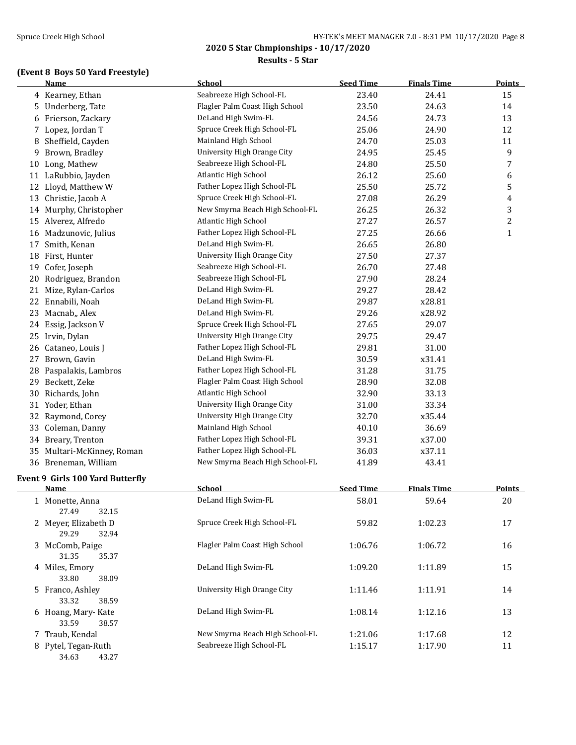## 2020 5 Star Chmpionships - 10/17/2020

### Results - 5 Star

### (Event 8 Boys 50 Yard Freestyle)

| | Name | School | Seed Time | Finals Time | Points |
|---|---|---|---|---|---|
| 4 | Kearney, Ethan | Seabreeze High School-FL | 23.40 | 24.41 | 15 |
| 5 | Underberg, Tate | Flagler Palm Coast High School | 23.50 | 24.63 | 14 |
| 6 | Frierson, Zackary | DeLand High Swim-FL | 24.56 | 24.73 | 13 |
| 7 | Lopez, Jordan T | Spruce Creek High School-FL | 25.06 | 24.90 | 12 |
| 8 | Sheffield, Cayden | Mainland High School | 24.70 | 25.03 | 11 |
| 9 | Brown, Bradley | University High Orange City | 24.95 | 25.45 | 9 |
| 10 | Long, Mathew | Seabreeze High School-FL | 24.80 | 25.50 | 7 |
| 11 | LaRubbio, Jayden | Atlantic High School | 26.12 | 25.60 | 6 |
| 12 | Lloyd, Matthew W | Father Lopez High School-FL | 25.50 | 25.72 | 5 |
| 13 | Christie, Jacob A | Spruce Creek High School-FL | 27.08 | 26.29 | 4 |
| 14 | Murphy, Christopher | New Smyrna Beach High School-FL | 26.25 | 26.32 | 3 |
| 15 | Alverez, Alfredo | Atlantic High School | 27.27 | 26.57 | 2 |
| 16 | Madzunovic, Julius | Father Lopez High School-FL | 27.25 | 26.66 | 1 |
| 17 | Smith, Kenan | DeLand High Swim-FL | 26.65 | 26.80 | |
| 18 | First, Hunter | University High Orange City | 27.50 | 27.37 | |
| 19 | Cofer, Joseph | Seabreeze High School-FL | 26.70 | 27.48 | |
| 20 | Rodriguez, Brandon | Seabreeze High School-FL | 27.90 | 28.24 | |
| 21 | Mize, Rylan-Carlos | DeLand High Swim-FL | 29.27 | 28.42 | |
| 22 | Ennabili, Noah | DeLand High Swim-FL | 29.87 | x28.81 | |
| 23 | Macnab,, Alex | DeLand High Swim-FL | 29.26 | x28.92 | |
| 24 | Essig, Jackson V | Spruce Creek High School-FL | 27.65 | 29.07 | |
| 25 | Irvin, Dylan | University High Orange City | 29.75 | 29.47 | |
| 26 | Cataneo, Louis J | Father Lopez High School-FL | 29.81 | 31.00 | |
| 27 | Brown, Gavin | DeLand High Swim-FL | 30.59 | x31.41 | |
| 28 | Paspalakis, Lambros | Father Lopez High School-FL | 31.28 | 31.75 | |
| 29 | Beckett, Zeke | Flagler Palm Coast High School | 28.90 | 32.08 | |
| 30 | Richards, John | Atlantic High School | 32.90 | 33.13 | |
| 31 | Yoder, Ethan | University High Orange City | 31.00 | 33.34 | |
| 32 | Raymond, Corey | University High Orange City | 32.70 | x35.44 | |
| 33 | Coleman, Danny | Mainland High School | 40.10 | 36.69 | |
| 34 | Breary, Trenton | Father Lopez High School-FL | 39.31 | x37.00 | |
| 35 | Multari-McKinney, Roman | Father Lopez High School-FL | 36.03 | x37.11 | |
| 36 | Breneman, William | New Smyrna Beach High School-FL | 41.89 | 43.41 | |

### Event 9 Girls 100 Yard Butterfly

| | Name | School | Seed Time | Finals Time | Points |
|---|---|---|---|---|---|
| 1 | Monette, Anna | DeLand High Swim-FL | 58.01 | 59.64 | 20 |
| | 27.49 32.15 | | | | |
| 2 | Meyer, Elizabeth D | Spruce Creek High School-FL | 59.82 | 1:02.23 | 17 |
| | 29.29 32.94 | | | | |
| 3 | McComb, Paige | Flagler Palm Coast High School | 1:06.76 | 1:06.72 | 16 |
| | 31.35 35.37 | | | | |
| 4 | Miles, Emory | DeLand High Swim-FL | 1:09.20 | 1:11.89 | 15 |
| | 33.80 38.09 | | | | |
| 5 | Franco, Ashley | University High Orange City | 1:11.46 | 1:11.91 | 14 |
| | 33.32 38.59 | | | | |
| 6 | Hoang, Mary- Kate | DeLand High Swim-FL | 1:08.14 | 1:12.16 | 13 |
| | 33.59 38.57 | | | | |
| 7 | Traub, Kendal | New Smyrna Beach High School-FL | 1:21.06 | 1:17.68 | 12 |
| 8 | Pytel, Tegan-Ruth | Seabreeze High School-FL | 1:15.17 | 1:17.90 | 11 |
| | 34.63 43.27 | | | | |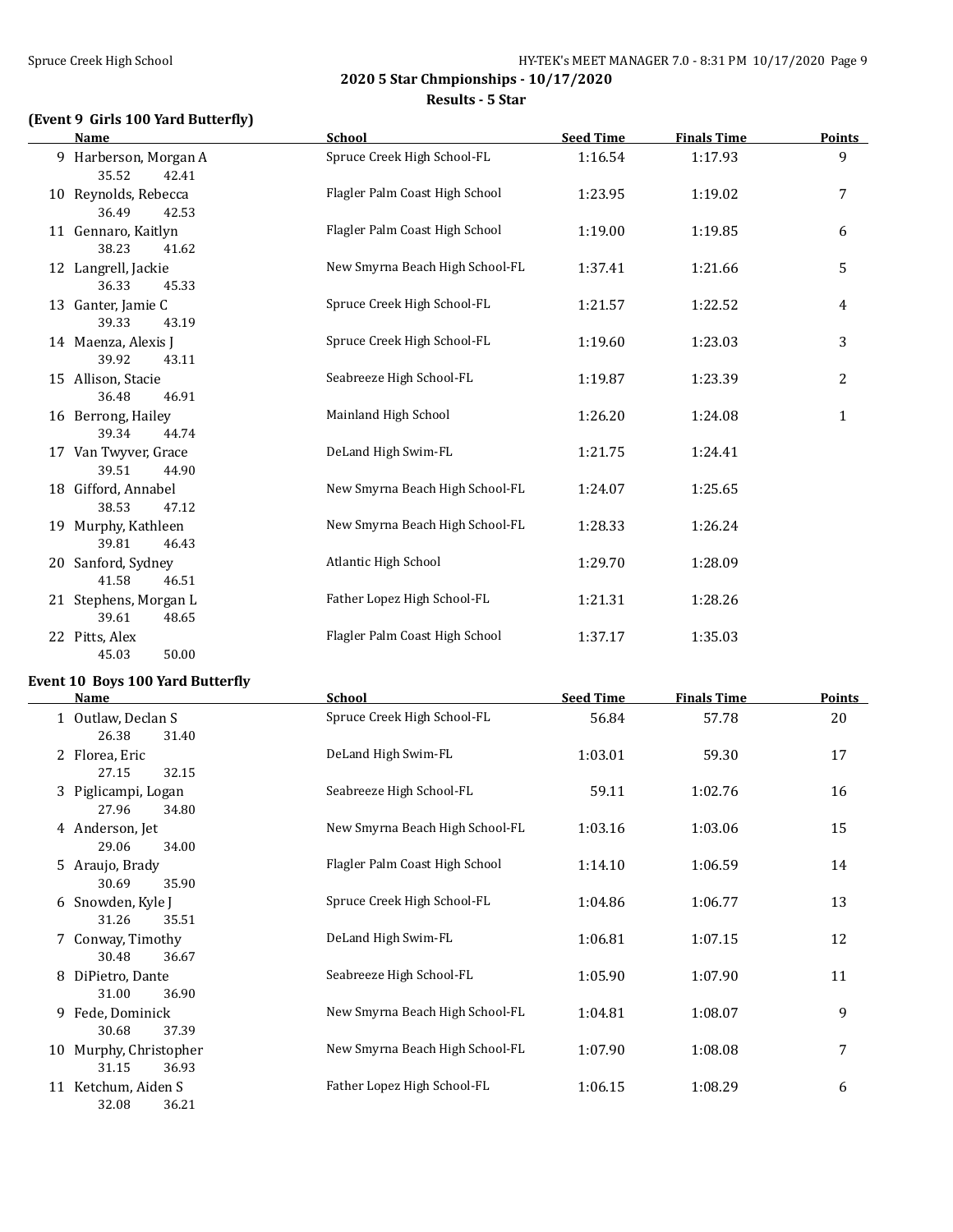## 2020 5 Star Chmpionships - 10/17/2020

### Results - 5 Star

#### (Event 9 Girls 100 Yard Butterfly)

| | Name | School | Seed Time | Finals Time | Points |
|---|---|---|---|---|---|
| 9 | Harberson, Morgan A | Spruce Creek High School-FL | 1:16.54 | 1:17.93 | 9 |
| | 35.52 42.41 | | | | |
| 10 | Reynolds, Rebecca | Flagler Palm Coast High School | 1:23.95 | 1:19.02 | 7 |
| | 36.49 42.53 | | | | |
| 11 | Gennaro, Kaitlyn | Flagler Palm Coast High School | 1:19.00 | 1:19.85 | 6 |
| | 38.23 41.62 | | | | |
| 12 | Langrell, Jackie | New Smyrna Beach High School-FL | 1:37.41 | 1:21.66 | 5 |
| | 36.33 45.33 | | | | |
| 13 | Ganter, Jamie C | Spruce Creek High School-FL | 1:21.57 | 1:22.52 | 4 |
| | 39.33 43.19 | | | | |
| 14 | Maenza, Alexis J | Spruce Creek High School-FL | 1:19.60 | 1:23.03 | 3 |
| | 39.92 43.11 | | | | |
| 15 | Allison, Stacie | Seabreeze High School-FL | 1:19.87 | 1:23.39 | 2 |
| | 36.48 46.91 | | | | |
| 16 | Berrong, Hailey | Mainland High School | 1:26.20 | 1:24.08 | 1 |
| | 39.34 44.74 | | | | |
| 17 | Van Twyver, Grace | DeLand High Swim-FL | 1:21.75 | 1:24.41 | |
| | 39.51 44.90 | | | | |
| 18 | Gifford, Annabel | New Smyrna Beach High School-FL | 1:24.07 | 1:25.65 | |
| | 38.53 47.12 | | | | |
| 19 | Murphy, Kathleen | New Smyrna Beach High School-FL | 1:28.33 | 1:26.24 | |
| | 39.81 46.43 | | | | |
| 20 | Sanford, Sydney | Atlantic High School | 1:29.70 | 1:28.09 | |
| | 41.58 46.51 | | | | |
| 21 | Stephens, Morgan L | Father Lopez High School-FL | 1:21.31 | 1:28.26 | |
| | 39.61 48.65 | | | | |
| 22 | Pitts, Alex | Flagler Palm Coast High School | 1:37.17 | 1:35.03 | |
| | 45.03 50.00 | | | | |

#### Event 10 Boys 100 Yard Butterfly

| | Name | School | Seed Time | Finals Time | Points |
|---|---|---|---|---|---|
| 1 | Outlaw, Declan S | Spruce Creek High School-FL | 56.84 | 57.78 | 20 |
| | 26.38 31.40 | | | | |
| 2 | Florea, Eric | DeLand High Swim-FL | 1:03.01 | 59.30 | 17 |
| | 27.15 32.15 | | | | |
| 3 | Piglicampi, Logan | Seabreeze High School-FL | 59.11 | 1:02.76 | 16 |
| | 27.96 34.80 | | | | |
| 4 | Anderson, Jet | New Smyrna Beach High School-FL | 1:03.16 | 1:03.06 | 15 |
| | 29.06 34.00 | | | | |
| 5 | Araujo, Brady | Flagler Palm Coast High School | 1:14.10 | 1:06.59 | 14 |
| | 30.69 35.90 | | | | |
| 6 | Snowden, Kyle J | Spruce Creek High School-FL | 1:04.86 | 1:06.77 | 13 |
| | 31.26 35.51 | | | | |
| 7 | Conway, Timothy | DeLand High Swim-FL | 1:06.81 | 1:07.15 | 12 |
| | 30.48 36.67 | | | | |
| 8 | DiPietro, Dante | Seabreeze High School-FL | 1:05.90 | 1:07.90 | 11 |
| | 31.00 36.90 | | | | |
| 9 | Fede, Dominick | New Smyrna Beach High School-FL | 1:04.81 | 1:08.07 | 9 |
| | 30.68 37.39 | | | | |
| 10 | Murphy, Christopher | New Smyrna Beach High School-FL | 1:07.90 | 1:08.08 | 7 |
| | 31.15 36.93 | | | | |
| 11 | Ketchum, Aiden S | Father Lopez High School-FL | 1:06.15 | 1:08.29 | 6 |
| | 32.08 36.21 | | | | |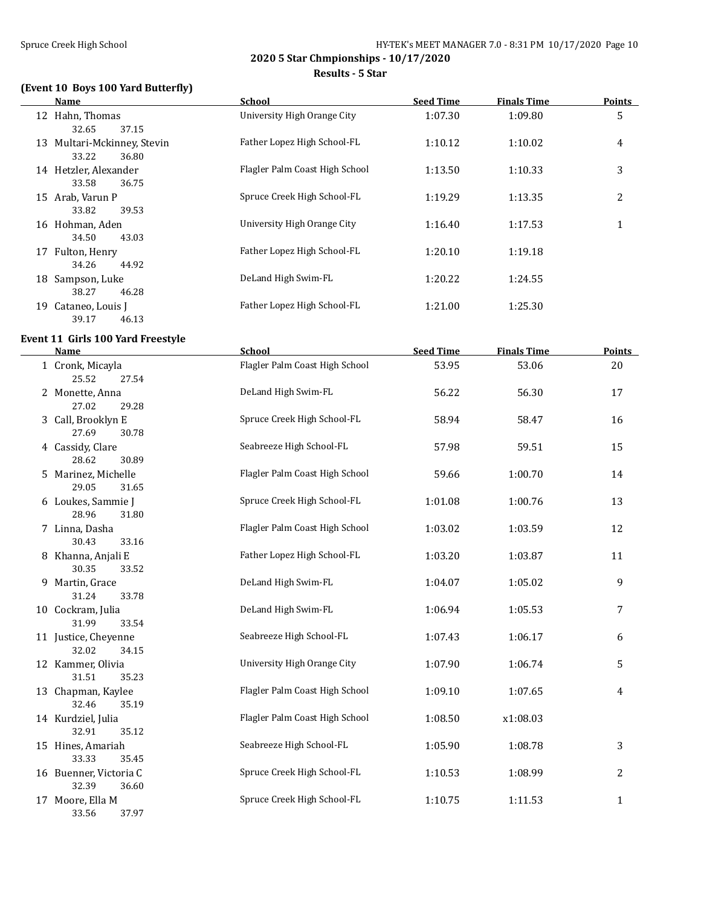## 2020 5 Star Chmpionships - 10/17/2020

### Results - 5 Star

### (Event 10 Boys 100 Yard Butterfly)

| | Name | School | Seed Time | Finals Time | Points |
|---|---|---|---|---|---|
| 12 | Hahn, Thomas | University High Orange City | 1:07.30 | 1:09.80 | 5 |
| | 32.65 37.15 | | | | |
| 13 | Multari-Mckinney, Stevin | Father Lopez High School-FL | 1:10.12 | 1:10.02 | 4 |
| | 33.22 36.80 | | | | |
| 14 | Hetzler, Alexander | Flagler Palm Coast High School | 1:13.50 | 1:10.33 | 3 |
| | 33.58 36.75 | | | | |
| 15 | Arab, Varun P | Spruce Creek High School-FL | 1:19.29 | 1:13.35 | 2 |
| | 33.82 39.53 | | | | |
| 16 | Hohman, Aden | University High Orange City | 1:16.40 | 1:17.53 | 1 |
| | 34.50 43.03 | | | | |
| 17 | Fulton, Henry | Father Lopez High School-FL | 1:20.10 | 1:19.18 | |
| | 34.26 44.92 | | | | |
| 18 | Sampson, Luke | DeLand High Swim-FL | 1:20.22 | 1:24.55 | |
| | 38.27 46.28 | | | | |
| 19 | Cataneo, Louis J | Father Lopez High School-FL | 1:21.00 | 1:25.30 | |
| | 39.17 46.13 | | | | |

### Event 11 Girls 100 Yard Freestyle

| | Name | School | Seed Time | Finals Time | Points |
|---|---|---|---|---|---|
| 1 | Cronk, Micayla | Flagler Palm Coast High School | 53.95 | 53.06 | 20 |
| | 25.52 27.54 | | | | |
| 2 | Monette, Anna | DeLand High Swim-FL | 56.22 | 56.30 | 17 |
| | 27.02 29.28 | | | | |
| 3 | Call, Brooklyn E | Spruce Creek High School-FL | 58.94 | 58.47 | 16 |
| | 27.69 30.78 | | | | |
| 4 | Cassidy, Clare | Seabreeze High School-FL | 57.98 | 59.51 | 15 |
| | 28.62 30.89 | | | | |
| 5 | Marinez, Michelle | Flagler Palm Coast High School | 59.66 | 1:00.70 | 14 |
| | 29.05 31.65 | | | | |
| 6 | Loukes, Sammie J | Spruce Creek High School-FL | 1:01.08 | 1:00.76 | 13 |
| | 28.96 31.80 | | | | |
| 7 | Linna, Dasha | Flagler Palm Coast High School | 1:03.02 | 1:03.59 | 12 |
| | 30.43 33.16 | | | | |
| 8 | Khanna, Anjali E | Father Lopez High School-FL | 1:03.20 | 1:03.87 | 11 |
| | 30.35 33.52 | | | | |
| 9 | Martin, Grace | DeLand High Swim-FL | 1:04.07 | 1:05.02 | 9 |
| | 31.24 33.78 | | | | |
| 10 | Cockram, Julia | DeLand High Swim-FL | 1:06.94 | 1:05.53 | 7 |
| | 31.99 33.54 | | | | |
| 11 | Justice, Cheyenne | Seabreeze High School-FL | 1:07.43 | 1:06.17 | 6 |
| | 32.02 34.15 | | | | |
| 12 | Kammer, Olivia | University High Orange City | 1:07.90 | 1:06.74 | 5 |
| | 31.51 35.23 | | | | |
| 13 | Chapman, Kaylee | Flagler Palm Coast High School | 1:09.10 | 1:07.65 | 4 |
| | 32.46 35.19 | | | | |
| 14 | Kurdziel, Julia | Flagler Palm Coast High School | 1:08.50 | x1:08.03 | |
| | 32.91 35.12 | | | | |
| 15 | Hines, Amariah | Seabreeze High School-FL | 1:05.90 | 1:08.78 | 3 |
| | 33.33 35.45 | | | | |
| 16 | Buenner, Victoria C | Spruce Creek High School-FL | 1:10.53 | 1:08.99 | 2 |
| | 32.39 36.60 | | | | |
| 17 | Moore, Ella M | Spruce Creek High School-FL | 1:10.75 | 1:11.53 | 1 |
| | 33.56 37.97 | | | | |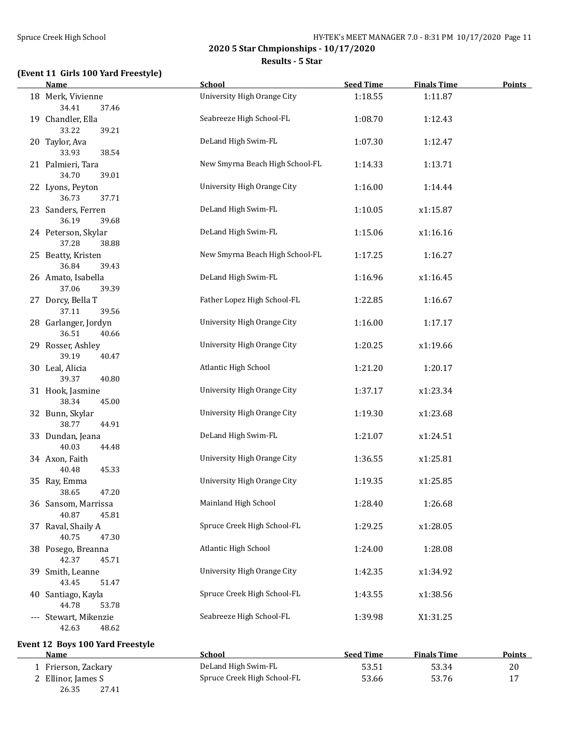**2020 5 Star Chmpionships - 10/17/2020**

**Results - 5 Star**

### (Event 11 Girls 100 Yard Freestyle)

| | Name | School | Seed Time | Finals Time | Points |
|---|---|---|---|---|---|
| 18 | Merk, Vivienne | University High Orange City | 1:18.55 | 1:11.87 | |
| | 34.41 37.46 | | | | |
| 19 | Chandler, Ella | Seabreeze High School-FL | 1:08.70 | 1:12.43 | |
| | 33.22 39.21 | | | | |
| 20 | Taylor, Ava | DeLand High Swim-FL | 1:07.30 | 1:12.47 | |
| | 33.93 38.54 | | | | |
| 21 | Palmieri, Tara | New Smyrna Beach High School-FL | 1:14.33 | 1:13.71 | |
| | 34.70 39.01 | | | | |
| 22 | Lyons, Peyton | University High Orange City | 1:16.00 | 1:14.44 | |
| | 36.73 37.71 | | | | |
| 23 | Sanders, Ferren | DeLand High Swim-FL | 1:10.05 | x1:15.87 | |
| | 36.19 39.68 | | | | |
| 24 | Peterson, Skylar | DeLand High Swim-FL | 1:15.06 | x1:16.16 | |
| | 37.28 38.88 | | | | |
| 25 | Beatty, Kristen | New Smyrna Beach High School-FL | 1:17.25 | 1:16.27 | |
| | 36.84 39.43 | | | | |
| 26 | Amato, Isabella | DeLand High Swim-FL | 1:16.96 | x1:16.45 | |
| | 37.06 39.39 | | | | |
| 27 | Dorcy, Bella T | Father Lopez High School-FL | 1:22.85 | 1:16.67 | |
| | 37.11 39.56 | | | | |
| 28 | Garlanger, Jordyn | University High Orange City | 1:16.00 | 1:17.17 | |
| | 36.51 40.66 | | | | |
| 29 | Rosser, Ashley | University High Orange City | 1:20.25 | x1:19.66 | |
| | 39.19 40.47 | | | | |
| 30 | Leal, Alicia | Atlantic High School | 1:21.20 | 1:20.17 | |
| | 39.37 40.80 | | | | |
| 31 | Hook, Jasmine | University High Orange City | 1:37.17 | x1:23.34 | |
| | 38.34 45.00 | | | | |
| 32 | Bunn, Skylar | University High Orange City | 1:19.30 | x1:23.68 | |
| | 38.77 44.91 | | | | |
| 33 | Dundan, Jeana | DeLand High Swim-FL | 1:21.07 | x1:24.51 | |
| | 40.03 44.48 | | | | |
| 34 | Axon, Faith | University High Orange City | 1:36.55 | x1:25.81 | |
| | 40.48 45.33 | | | | |
| 35 | Ray, Emma | University High Orange City | 1:19.35 | x1:25.85 | |
| | 38.65 47.20 | | | | |
| 36 | Sansom, Marrissa | Mainland High School | 1:28.40 | 1:26.68 | |
| | 40.87 45.81 | | | | |
| 37 | Raval, Shaily A | Spruce Creek High School-FL | 1:29.25 | x1:28.05 | |
| | 40.75 47.30 | | | | |
| 38 | Posego, Breanna | Atlantic High School | 1:24.00 | 1:28.08 | |
| | 42.37 45.71 | | | | |
| 39 | Smith, Leanne | University High Orange City | 1:42.35 | x1:34.92 | |
| | 43.45 51.47 | | | | |
| 40 | Santiago, Kayla | Spruce Creek High School-FL | 1:43.55 | x1:38.56 | |
| | 44.78 53.78 | | | | |
| --- | Stewart, Mikenzie | Seabreeze High School-FL | 1:39.98 | X1:31.25 | |
| | 42.63 48.62 | | | | |

### Event 12 Boys 100 Yard Freestyle

| | Name | School | Seed Time | Finals Time | Points |
|---|---|---|---|---|---|
| 1 | Frierson, Zackary | DeLand High Swim-FL | 53.51 | 53.34 | 20 |
| 2 | Ellinor, James S | Spruce Creek High School-FL | 53.66 | 53.76 | 17 |
| | 26.35 27.41 | | | | |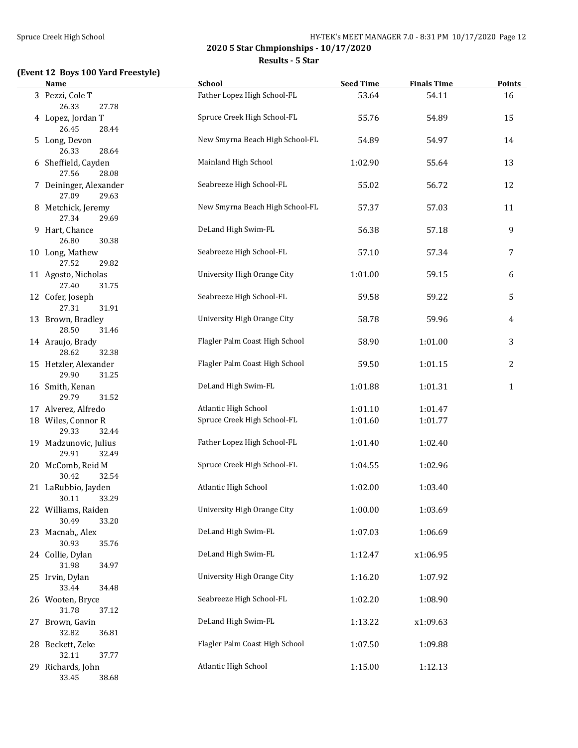## 2020 5 Star Chmpionships - 10/17/2020

### Results - 5 Star

**(Event 12 Boys 100 Yard Freestyle)**

| | Name | School | Seed Time | Finals Time | Points |
|---|---|---|---|---|---|
| 3 | Pezzi, Cole T | Father Lopez High School-FL | 53.64 | 54.11 | 16 |
| | 26.33 27.78 | | | | |
| 4 | Lopez, Jordan T | Spruce Creek High School-FL | 55.76 | 54.89 | 15 |
| | 26.45 28.44 | | | | |
| 5 | Long, Devon | New Smyrna Beach High School-FL | 54.89 | 54.97 | 14 |
| | 26.33 28.64 | | | | |
| 6 | Sheffield, Cayden | Mainland High School | 1:02.90 | 55.64 | 13 |
| | 27.56 28.08 | | | | |
| 7 | Deininger, Alexander | Seabreeze High School-FL | 55.02 | 56.72 | 12 |
| | 27.09 29.63 | | | | |
| 8 | Metchick, Jeremy | New Smyrna Beach High School-FL | 57.37 | 57.03 | 11 |
| | 27.34 29.69 | | | | |
| 9 | Hart, Chance | DeLand High Swim-FL | 56.38 | 57.18 | 9 |
| | 26.80 30.38 | | | | |
| 10 | Long, Mathew | Seabreeze High School-FL | 57.10 | 57.34 | 7 |
| | 27.52 29.82 | | | | |
| 11 | Agosto, Nicholas | University High Orange City | 1:01.00 | 59.15 | 6 |
| | 27.40 31.75 | | | | |
| 12 | Cofer, Joseph | Seabreeze High School-FL | 59.58 | 59.22 | 5 |
| | 27.31 31.91 | | | | |
| 13 | Brown, Bradley | University High Orange City | 58.78 | 59.96 | 4 |
| | 28.50 31.46 | | | | |
| 14 | Araujo, Brady | Flagler Palm Coast High School | 58.90 | 1:01.00 | 3 |
| | 28.62 32.38 | | | | |
| 15 | Hetzler, Alexander | Flagler Palm Coast High School | 59.50 | 1:01.15 | 2 |
| | 29.90 31.25 | | | | |
| 16 | Smith, Kenan | DeLand High Swim-FL | 1:01.88 | 1:01.31 | 1 |
| | 29.79 31.52 | | | | |
| 17 | Alverez, Alfredo | Atlantic High School | 1:01.10 | 1:01.47 | |
| 18 | Wiles, Connor R | Spruce Creek High School-FL | 1:01.60 | 1:01.77 | |
| | 29.33 32.44 | | | | |
| 19 | Madzunovic, Julius | Father Lopez High School-FL | 1:01.40 | 1:02.40 | |
| | 29.91 32.49 | | | | |
| 20 | McComb, Reid M | Spruce Creek High School-FL | 1:04.55 | 1:02.96 | |
| | 30.42 32.54 | | | | |
| 21 | LaRubbio, Jayden | Atlantic High School | 1:02.00 | 1:03.40 | |
| | 30.11 33.29 | | | | |
| 22 | Williams, Raiden | University High Orange City | 1:00.00 | 1:03.69 | |
| | 30.49 33.20 | | | | |
| 23 | Macnab,, Alex | DeLand High Swim-FL | 1:07.03 | 1:06.69 | |
| | 30.93 35.76 | | | | |
| 24 | Collie, Dylan | DeLand High Swim-FL | 1:12.47 | x1:06.95 | |
| | 31.98 34.97 | | | | |
| 25 | Irvin, Dylan | University High Orange City | 1:16.20 | 1:07.92 | |
| | 33.44 34.48 | | | | |
| 26 | Wooten, Bryce | Seabreeze High School-FL | 1:02.20 | 1:08.90 | |
| | 31.78 37.12 | | | | |
| 27 | Brown, Gavin | DeLand High Swim-FL | 1:13.22 | x1:09.63 | |
| | 32.82 36.81 | | | | |
| 28 | Beckett, Zeke | Flagler Palm Coast High School | 1:07.50 | 1:09.88 | |
| | 32.11 37.77 | | | | |
| 29 | Richards, John | Atlantic High School | 1:15.00 | 1:12.13 | |
| | 33.45 38.68 | | | | |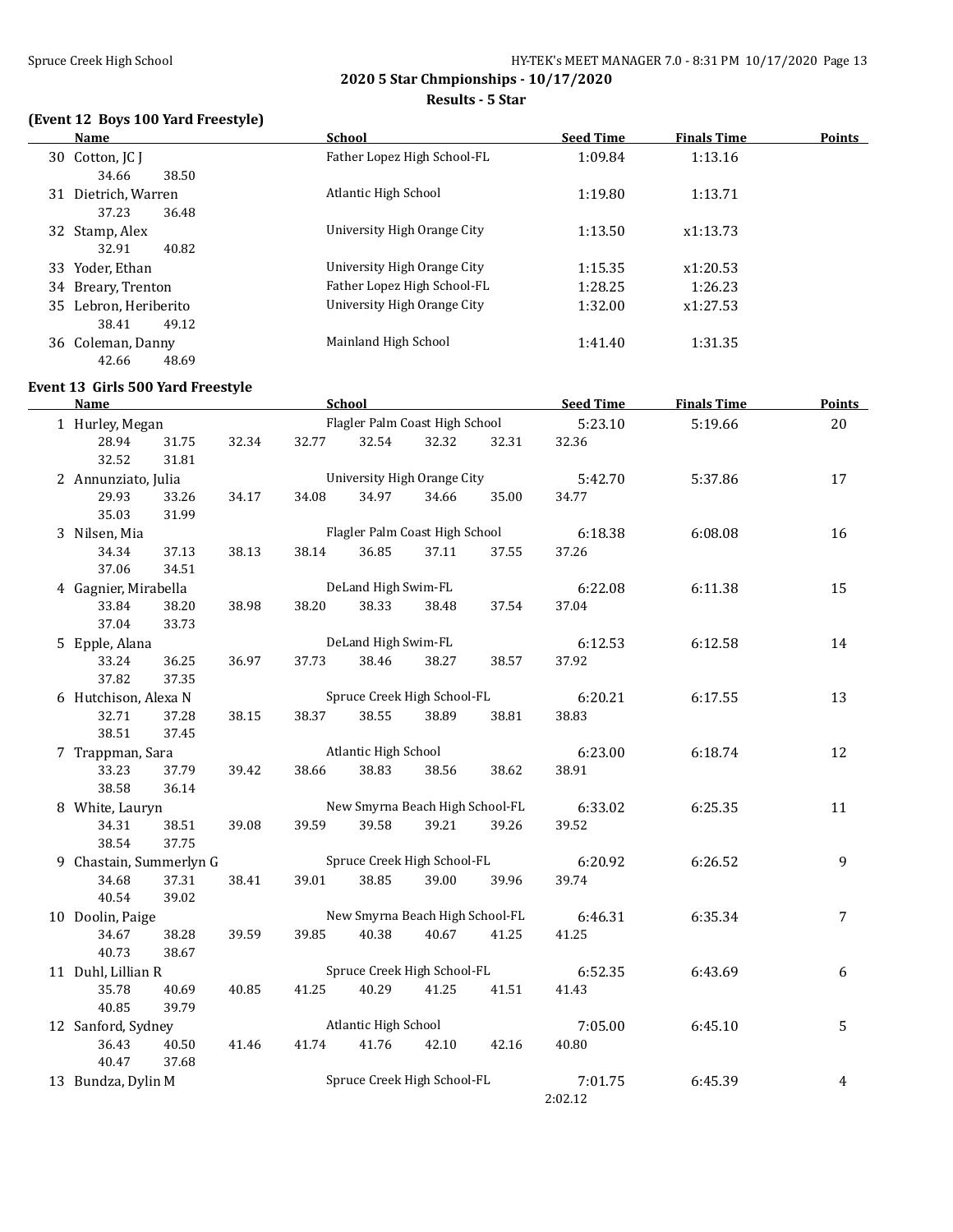## 2020 5 Star Chmpionships - 10/17/2020

### Results - 5 Star

### (Event 12 Boys 100 Yard Freestyle)

| | Name | School | Seed Time | Finals Time | Points |
|---|---|---|---|---|---|
| 30 | Cotton, JC J | Father Lopez High School-FL | 1:09.84 | 1:13.16 | |
| | 34.66 38.50 | | | | |
| 31 | Dietrich, Warren | Atlantic High School | 1:19.80 | 1:13.71 | |
| | 37.23 36.48 | | | | |
| 32 | Stamp, Alex | University High Orange City | 1:13.50 | x1:13.73 | |
| | 32.91 40.82 | | | | |
| 33 | Yoder, Ethan | University High Orange City | 1:15.35 | x1:20.53 | |
| 34 | Breary, Trenton | Father Lopez High School-FL | 1:28.25 | 1:26.23 | |
| 35 | Lebron, Heriberito | University High Orange City | 1:32.00 | x1:27.53 | |
| | 38.41 49.12 | | | | |
| 36 | Coleman, Danny | Mainland High School | 1:41.40 | 1:31.35 | |
| | 42.66 48.69 | | | | |

### Event 13 Girls 500 Yard Freestyle

| | Name | School | Seed Time | Finals Time | Points |
|---|---|---|---|---|---|
| 1 | Hurley, Megan | Flagler Palm Coast High School | 5:23.10 | 5:19.66 | 20 |
| | 28.94 31.75 32.34 32.77 32.54 32.32 32.31 32.36 32.52 31.81 | | | | |
| 2 | Annunziato, Julia | University High Orange City | 5:42.70 | 5:37.86 | 17 |
| | 29.93 33.26 34.17 34.08 34.97 34.66 35.00 34.77 35.03 31.99 | | | | |
| 3 | Nilsen, Mia | Flagler Palm Coast High School | 6:18.38 | 6:08.08 | 16 |
| | 34.34 37.13 38.13 38.14 36.85 37.11 37.55 37.26 37.06 34.51 | | | | |
| 4 | Gagnier, Mirabella | DeLand High Swim-FL | 6:22.08 | 6:11.38 | 15 |
| | 33.84 38.20 38.98 38.20 38.33 38.48 37.54 37.04 37.04 33.73 | | | | |
| 5 | Epple, Alana | DeLand High Swim-FL | 6:12.53 | 6:12.58 | 14 |
| | 33.24 36.25 36.97 37.73 38.46 38.27 38.57 37.92 37.82 37.35 | | | | |
| 6 | Hutchison, Alexa N | Spruce Creek High School-FL | 6:20.21 | 6:17.55 | 13 |
| | 32.71 37.28 38.15 38.37 38.55 38.89 38.81 38.83 38.51 37.45 | | | | |
| 7 | Trappman, Sara | Atlantic High School | 6:23.00 | 6:18.74 | 12 |
| | 33.23 37.79 39.42 38.66 38.83 38.56 38.62 38.91 38.58 36.14 | | | | |
| 8 | White, Lauryn | New Smyrna Beach High School-FL | 6:33.02 | 6:25.35 | 11 |
| | 34.31 38.51 39.08 39.59 39.58 39.21 39.26 39.52 38.54 37.75 | | | | |
| 9 | Chastain, Summerlyn G | Spruce Creek High School-FL | 6:20.92 | 6:26.52 | 9 |
| | 34.68 37.31 38.41 39.01 38.85 39.00 39.96 39.74 40.54 39.02 | | | | |
| 10 | Doolin, Paige | New Smyrna Beach High School-FL | 6:46.31 | 6:35.34 | 7 |
| | 34.67 38.28 39.59 39.85 40.38 40.67 41.25 41.25 40.73 38.67 | | | | |
| 11 | Duhl, Lillian R | Spruce Creek High School-FL | 6:52.35 | 6:43.69 | 6 |
| | 35.78 40.69 40.85 41.25 40.29 41.25 41.51 41.43 40.85 39.79 | | | | |
| 12 | Sanford, Sydney | Atlantic High School | 7:05.00 | 6:45.10 | 5 |
| | 36.43 40.50 41.46 41.74 41.76 42.10 42.16 40.80 40.47 37.68 | | | | |
| 13 | Bundza, Dylin M | Spruce Creek High School-FL | 7:01.75 | 6:45.39 | 4 |
| | 2:02.12 | | | | |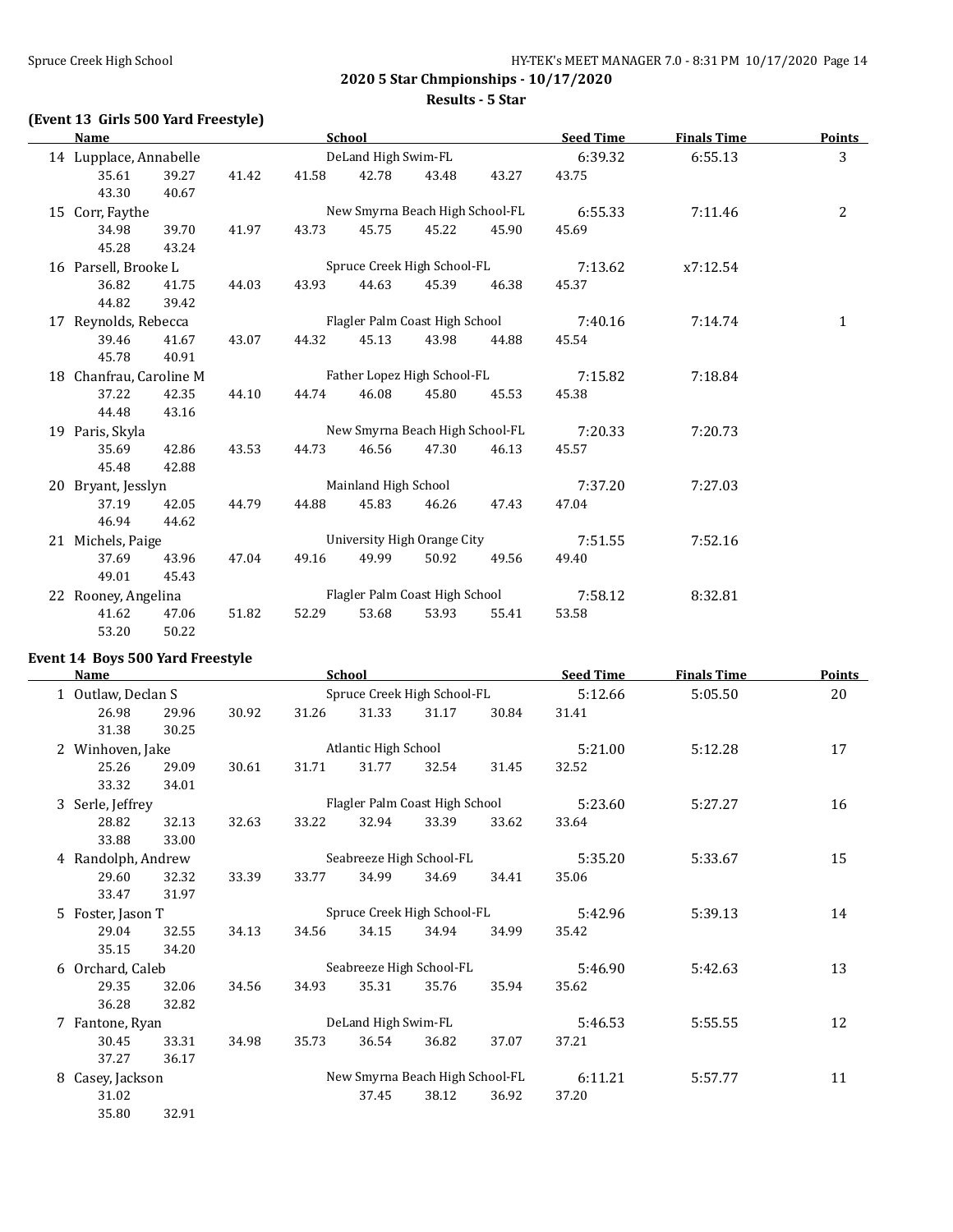## 2020 5 Star Chmpionships - 10/17/2020

### Results - 5 Star

### (Event 13 Girls 500 Yard Freestyle)

| Name | School | Seed Time | Finals Time | Points |
|---|---|---|---|---|
| 14 Lupplace, Annabelle | DeLand High Swim-FL | 6:39.32 | 6:55.13 | 3 |
| 35.61 39.27 41.42 41.58 42.78 43.48 43.27 43.75 43.30 40.67 | | | | |
| 15 Corr, Faythe | New Smyrna Beach High School-FL | 6:55.33 | 7:11.46 | 2 |
| 34.98 39.70 41.97 43.73 45.75 45.22 45.90 45.69 45.28 43.24 | | | | |
| 16 Parsell, Brooke L | Spruce Creek High School-FL | 7:13.62 | x7:12.54 | |
| 36.82 41.75 44.03 43.93 44.63 45.39 46.38 45.37 44.82 39.42 | | | | |
| 17 Reynolds, Rebecca | Flagler Palm Coast High School | 7:40.16 | 7:14.74 | 1 |
| 39.46 41.67 43.07 44.32 45.13 43.98 44.88 45.54 45.78 40.91 | | | | |
| 18 Chanfrau, Caroline M | Father Lopez High School-FL | 7:15.82 | 7:18.84 | |
| 37.22 42.35 44.10 44.74 46.08 45.80 45.53 45.38 44.48 43.16 | | | | |
| 19 Paris, Skyla | New Smyrna Beach High School-FL | 7:20.33 | 7:20.73 | |
| 35.69 42.86 43.53 44.73 46.56 47.30 46.13 45.57 45.48 42.88 | | | | |
| 20 Bryant, Jesslyn | Mainland High School | 7:37.20 | 7:27.03 | |
| 37.19 42.05 44.79 44.88 45.83 46.26 47.43 47.04 46.94 44.62 | | | | |
| 21 Michels, Paige | University High Orange City | 7:51.55 | 7:52.16 | |
| 37.69 43.96 47.04 49.16 49.99 50.92 49.56 49.40 49.01 45.43 | | | | |
| 22 Rooney, Angelina | Flagler Palm Coast High School | 7:58.12 | 8:32.81 | |
| 41.62 47.06 51.82 52.29 53.68 53.93 55.41 53.58 53.20 50.22 | | | | |

### Event 14 Boys 500 Yard Freestyle

| Name | School | Seed Time | Finals Time | Points |
|---|---|---|---|---|
| 1 Outlaw, Declan S | Spruce Creek High School-FL | 5:12.66 | 5:05.50 | 20 |
| 26.98 29.96 30.92 31.26 31.33 31.17 30.84 31.41 31.38 30.25 | | | | |
| 2 Winhoven, Jake | Atlantic High School | 5:21.00 | 5:12.28 | 17 |
| 25.26 29.09 30.61 31.71 31.77 32.54 31.45 32.52 33.32 34.01 | | | | |
| 3 Serle, Jeffrey | Flagler Palm Coast High School | 5:23.60 | 5:27.27 | 16 |
| 28.82 32.13 32.63 33.22 32.94 33.39 33.62 33.64 33.88 33.00 | | | | |
| 4 Randolph, Andrew | Seabreeze High School-FL | 5:35.20 | 5:33.67 | 15 |
| 29.60 32.32 33.39 33.77 34.99 34.69 34.41 35.06 33.47 31.97 | | | | |
| 5 Foster, Jason T | Spruce Creek High School-FL | 5:42.96 | 5:39.13 | 14 |
| 29.04 32.55 34.13 34.56 34.15 34.94 34.99 35.42 35.15 34.20 | | | | |
| 6 Orchard, Caleb | Seabreeze High School-FL | 5:46.90 | 5:42.63 | 13 |
| 29.35 32.06 34.56 34.93 35.31 35.76 35.94 35.62 36.28 32.82 | | | | |
| 7 Fantone, Ryan | DeLand High Swim-FL | 5:46.53 | 5:55.55 | 12 |
| 30.45 33.31 34.98 35.73 36.54 36.82 37.07 37.21 37.27 36.17 | | | | |
| 8 Casey, Jackson | New Smyrna Beach High School-FL | 6:11.21 | 5:57.77 | 11 |
| 31.02 37.45 38.12 36.92 37.20 35.80 32.91 | | | | |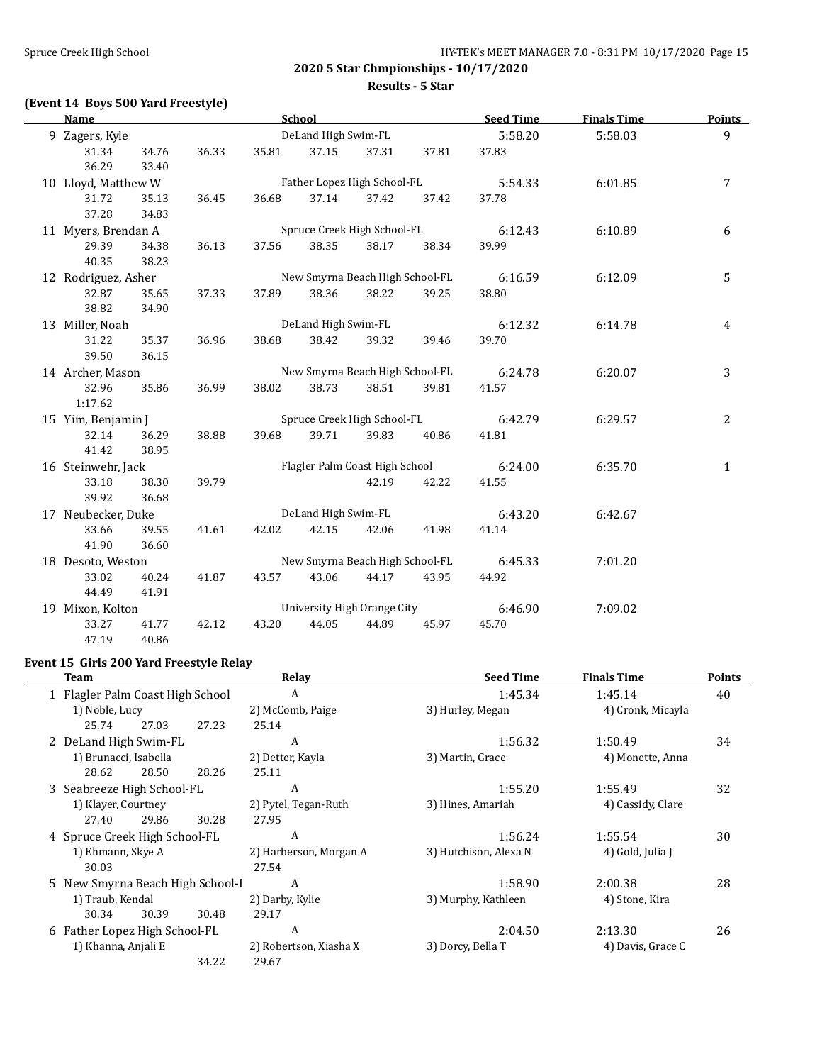**2020 5 Star Chmpionships - 10/17/2020**

**Results - 5 Star**

### (Event 14 Boys 500 Yard Freestyle)

| | Name | School | Seed Time | Finals Time | Points |
|---|---|---|---|---|---|
| 9 | Zagers, Kyle | DeLand High Swim-FL | 5:58.20 | 5:58.03 | 9 |
| | 31.34 34.76 36.33 35.81 37.15 37.31 37.81 37.83 36.29 33.40 | | | | |
| 10 | Lloyd, Matthew W | Father Lopez High School-FL | 5:54.33 | 6:01.85 | 7 |
| | 31.72 35.13 36.45 36.68 37.14 37.42 37.42 37.78 37.28 34.83 | | | | |
| 11 | Myers, Brendan A | Spruce Creek High School-FL | 6:12.43 | 6:10.89 | 6 |
| | 29.39 34.38 36.13 37.56 38.35 38.17 38.34 39.99 40.35 38.23 | | | | |
| 12 | Rodriguez, Asher | New Smyrna Beach High School-FL | 6:16.59 | 6:12.09 | 5 |
| | 32.87 35.65 37.33 37.89 38.36 38.22 39.25 38.80 38.82 34.90 | | | | |
| 13 | Miller, Noah | DeLand High Swim-FL | 6:12.32 | 6:14.78 | 4 |
| | 31.22 35.37 36.96 38.68 38.42 39.32 39.46 39.70 39.50 36.15 | | | | |
| 14 | Archer, Mason | New Smyrna Beach High School-FL | 6:24.78 | 6:20.07 | 3 |
| | 32.96 35.86 36.99 38.02 38.73 38.51 39.81 41.57 1:17.62 | | | | |
| 15 | Yim, Benjamin J | Spruce Creek High School-FL | 6:42.79 | 6:29.57 | 2 |
| | 32.14 36.29 38.88 39.68 39.71 39.83 40.86 41.81 41.42 38.95 | | | | |
| 16 | Steinwehr, Jack | Flagler Palm Coast High School | 6:24.00 | 6:35.70 | 1 |
| | 33.18 38.30 39.79 42.19 42.22 41.55 39.92 36.68 | | | | |
| 17 | Neubecker, Duke | DeLand High Swim-FL | 6:43.20 | 6:42.67 | |
| | 33.66 39.55 41.61 42.02 42.15 42.06 41.98 41.14 41.90 36.60 | | | | |
| 18 | Desoto, Weston | New Smyrna Beach High School-FL | 6:45.33 | 7:01.20 | |
| | 33.02 40.24 41.87 43.57 43.06 44.17 43.95 44.92 44.49 41.91 | | | | |
| 19 | Mixon, Kolton | University High Orange City | 6:46.90 | 7:09.02 | |
| | 33.27 41.77 42.12 43.20 44.05 44.89 45.97 45.70 47.19 40.86 | | | | |

### Event 15 Girls 200 Yard Freestyle Relay

| | Team | Relay | Seed Time | Finals Time | Points |
|---|---|---|---|---|---|
| 1 | Flagler Palm Coast High School | A | 1:45.34 | 1:45.14 | 40 |
| | 1) Noble, Lucy | 2) McComb, Paige | 3) Hurley, Megan | 4) Cronk, Micayla | |
| | 25.74 27.03 27.23 25.14 | | | | |
| 2 | DeLand High Swim-FL | A | 1:56.32 | 1:50.49 | 34 |
| | 1) Brunacci, Isabella | 2) Detter, Kayla | 3) Martin, Grace | 4) Monette, Anna | |
| | 28.62 28.50 28.26 25.11 | | | | |
| 3 | Seabreeze High School-FL | A | 1:55.20 | 1:55.49 | 32 |
| | 1) Klayer, Courtney | 2) Pytel, Tegan-Ruth | 3) Hines, Amariah | 4) Cassidy, Clare | |
| | 27.40 29.86 30.28 27.95 | | | | |
| 4 | Spruce Creek High School-FL | A | 1:56.24 | 1:55.54 | 30 |
| | 1) Ehmann, Skye A | 2) Harberson, Morgan A | 3) Hutchison, Alexa N | 4) Gold, Julia J | |
| | 30.03 27.54 | | | | |
| 5 | New Smyrna Beach High School-l | A | 1:58.90 | 2:00.38 | 28 |
| | 1) Traub, Kendal | 2) Darby, Kylie | 3) Murphy, Kathleen | 4) Stone, Kira | |
| | 30.34 30.39 30.48 29.17 | | | | |
| 6 | Father Lopez High School-FL | A | 2:04.50 | 2:13.30 | 26 |
| | 1) Khanna, Anjali E | 2) Robertson, Xiasha X | 3) Dorcy, Bella T | 4) Davis, Grace C | |
| | 34.22 29.67 | | | | |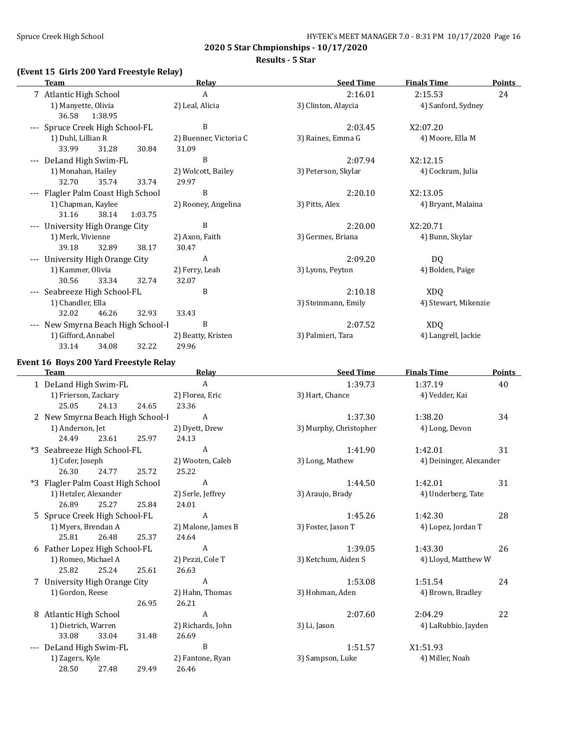## 2020 5 Star Chmpionships - 10/17/2020

### Results - 5 Star

### (Event 15 Girls 200 Yard Freestyle Relay)

| | Team | Relay | Seed Time | Finals Time | Points |
|---|---|---|---|---|---|
| 7 | Atlantic High School | A | 2:16.01 | 2:15.53 | 24 |
| | 1) Manyette, Olivia | 2) Leal, Alicia | 3) Clinton, Alaycia | 4) Sanford, Sydney | |
| | 36.58 1:38.95 | | | | |
| --- | Spruce Creek High School-FL | B | 2:03.45 | X2:07.20 | |
| | 1) Duhl, Lillian R | 2) Buenner, Victoria C | 3) Raines, Emma G | 4) Moore, Ella M | |
| | 33.99 31.28 30.84 | 31.09 | | | |
| --- | DeLand High Swim-FL | B | 2:07.94 | X2:12.15 | |
| | 1) Monahan, Hailey | 2) Wolcott, Bailey | 3) Peterson, Skylar | 4) Cockram, Julia | |
| | 32.70 35.74 33.74 | 29.97 | | | |
| --- | Flagler Palm Coast High School | B | 2:20.10 | X2:13.05 | |
| | 1) Chapman, Kaylee | 2) Rooney, Angelina | 3) Pitts, Alex | 4) Bryant, Malaina | |
| | 31.16 38.14 1:03.75 | | | | |
| --- | University High Orange City | B | 2:20.00 | X2:20.71 | |
| | 1) Merk, Vivienne | 2) Axon, Faith | 3) Germes, Briana | 4) Bunn, Skylar | |
| | 39.18 32.89 38.17 | 30.47 | | | |
| --- | University High Orange City | A | 2:09.20 | DQ | |
| | 1) Kammer, Olivia | 2) Ferry, Leah | 3) Lyons, Peyton | 4) Bolden, Paige | |
| | 30.56 33.34 32.74 | 32.07 | | | |
| --- | Seabreeze High School-FL | B | 2:10.18 | XDQ | |
| | 1) Chandler, Ella | | 3) Steinmann, Emily | 4) Stewart, Mikenzie | |
| | 32.02 46.26 32.93 | 33.43 | | | |
| --- | New Smyrna Beach High School-l | B | 2:07.52 | XDQ | |
| | 1) Gifford, Annabel | 2) Beatty, Kristen | 3) Palmieri, Tara | 4) Langrell, Jackie | |
| | 33.14 34.08 32.22 | 29.96 | | | |

### Event 16 Boys 200 Yard Freestyle Relay

| | Team | Relay | Seed Time | Finals Time | Points |
|---|---|---|---|---|---|
| 1 | DeLand High Swim-FL | A | 1:39.73 | 1:37.19 | 40 |
| | 1) Frierson, Zackary | 2) Florea, Eric | 3) Hart, Chance | 4) Vedder, Kai | |
| | 25.05 24.13 24.65 | 23.36 | | | |
| 2 | New Smyrna Beach High School-l | A | 1:37.30 | 1:38.20 | 34 |
| | 1) Anderson, Jet | 2) Dyett, Drew | 3) Murphy, Christopher | 4) Long, Devon | |
| | 24.49 23.61 25.97 | 24.13 | | | |
| *3 | Seabreeze High School-FL | A | 1:41.90 | 1:42.01 | 31 |
| | 1) Cofer, Joseph | 2) Wooten, Caleb | 3) Long, Mathew | 4) Deininger, Alexander | |
| | 26.30 24.77 25.72 | 25.22 | | | |
| *3 | Flagler Palm Coast High School | A | 1:44.50 | 1:42.01 | 31 |
| | 1) Hetzler, Alexander | 2) Serle, Jeffrey | 3) Araujo, Brady | 4) Underberg, Tate | |
| | 26.89 25.27 25.84 | 24.01 | | | |
| 5 | Spruce Creek High School-FL | A | 1:45.26 | 1:42.30 | 28 |
| | 1) Myers, Brendan A | 2) Malone, James B | 3) Foster, Jason T | 4) Lopez, Jordan T | |
| | 25.81 26.48 25.37 | 24.64 | | | |
| 6 | Father Lopez High School-FL | A | 1:39.05 | 1:43.30 | 26 |
| | 1) Romeo, Michael A | 2) Pezzi, Cole T | 3) Ketchum, Aiden S | 4) Lloyd, Matthew W | |
| | 25.82 25.24 25.61 | 26.63 | | | |
| 7 | University High Orange City | A | 1:53.08 | 1:51.54 | 24 |
| | 1) Gordon, Reese | 2) Hahn, Thomas | 3) Hohman, Aden | 4) Brown, Bradley | |
| | 26.95 | 26.21 | | | |
| 8 | Atlantic High School | A | 2:07.60 | 2:04.29 | 22 |
| | 1) Dietrich, Warren | 2) Richards, John | 3) Li, Jason | 4) LaRubbio, Jayden | |
| | 33.08 33.04 31.48 | 26.69 | | | |
| --- | DeLand High Swim-FL | B | 1:51.57 | X1:51.93 | |
| | 1) Zagers, Kyle | 2) Fantone, Ryan | 3) Sampson, Luke | 4) Miller, Noah | |
| | 28.50 27.48 29.49 | 26.46 | | | |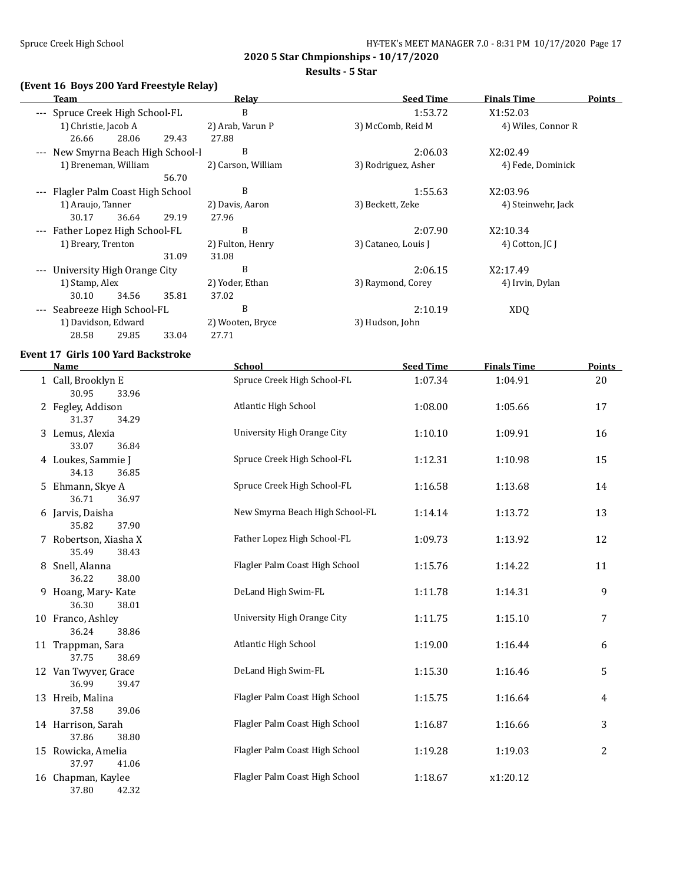**2020 5 Star Chmpionships - 10/17/2020**

**Results - 5 Star**

### (Event 16 Boys 200 Yard Freestyle Relay)

| | Team | Relay | Seed Time | Finals Time | Points |
|---|---|---|---|---|---|
| --- | Spruce Creek High School-FL | B | 1:53.72 | X1:52.03 | |
| | 1) Christie, Jacob A | 2) Arab, Varun P | 3) McComb, Reid M | 4) Wiles, Connor R | |
| | 26.66 28.06 29.43 27.88 | | | | |
| --- | New Smyrna Beach High School-I | B | 2:06.03 | X2:02.49 | |
| | 1) Breneman, William | 2) Carson, William | 3) Rodriguez, Asher | 4) Fede, Dominick | |
| | 56.70 | | | | |
| --- | Flagler Palm Coast High School | B | 1:55.63 | X2:03.96 | |
| | 1) Araujo, Tanner | 2) Davis, Aaron | 3) Beckett, Zeke | 4) Steinwehr, Jack | |
| | 30.17 36.64 29.19 27.96 | | | | |
| --- | Father Lopez High School-FL | B | 2:07.90 | X2:10.34 | |
| | 1) Breary, Trenton | 2) Fulton, Henry | 3) Cataneo, Louis J | 4) Cotton, JC J | |
| | 31.09 31.08 | | | | |
| --- | University High Orange City | B | 2:06.15 | X2:17.49 | |
| | 1) Stamp, Alex | 2) Yoder, Ethan | 3) Raymond, Corey | 4) Irvin, Dylan | |
| | 30.10 34.56 35.81 37.02 | | | | |
| --- | Seabreeze High School-FL | B | 2:10.19 | XDQ | |
| | 1) Davidson, Edward | 2) Wooten, Bryce | 3) Hudson, John | | |
| | 28.58 29.85 33.04 27.71 | | | | |

### Event 17 Girls 100 Yard Backstroke

| | Name | School | Seed Time | Finals Time | Points |
|---|---|---|---|---|---|
| 1 | Call, Brooklyn E | Spruce Creek High School-FL | 1:07.34 | 1:04.91 | 20 |
| | 30.95 33.96 | | | | |
| 2 | Fegley, Addison | Atlantic High School | 1:08.00 | 1:05.66 | 17 |
| | 31.37 34.29 | | | | |
| 3 | Lemus, Alexia | University High Orange City | 1:10.10 | 1:09.91 | 16 |
| | 33.07 36.84 | | | | |
| 4 | Loukes, Sammie J | Spruce Creek High School-FL | 1:12.31 | 1:10.98 | 15 |
| | 34.13 36.85 | | | | |
| 5 | Ehmann, Skye A | Spruce Creek High School-FL | 1:16.58 | 1:13.68 | 14 |
| | 36.71 36.97 | | | | |
| 6 | Jarvis, Daisha | New Smyrna Beach High School-FL | 1:14.14 | 1:13.72 | 13 |
| | 35.82 37.90 | | | | |
| 7 | Robertson, Xiasha X | Father Lopez High School-FL | 1:09.73 | 1:13.92 | 12 |
| | 35.49 38.43 | | | | |
| 8 | Snell, Alanna | Flagler Palm Coast High School | 1:15.76 | 1:14.22 | 11 |
| | 36.22 38.00 | | | | |
| 9 | Hoang, Mary- Kate | DeLand High Swim-FL | 1:11.78 | 1:14.31 | 9 |
| | 36.30 38.01 | | | | |
| 10 | Franco, Ashley | University High Orange City | 1:11.75 | 1:15.10 | 7 |
| | 36.24 38.86 | | | | |
| 11 | Trappman, Sara | Atlantic High School | 1:19.00 | 1:16.44 | 6 |
| | 37.75 38.69 | | | | |
| 12 | Van Twyver, Grace | DeLand High Swim-FL | 1:15.30 | 1:16.46 | 5 |
| | 36.99 39.47 | | | | |
| 13 | Hreib, Malina | Flagler Palm Coast High School | 1:15.75 | 1:16.64 | 4 |
| | 37.58 39.06 | | | | |
| 14 | Harrison, Sarah | Flagler Palm Coast High School | 1:16.87 | 1:16.66 | 3 |
| | 37.86 38.80 | | | | |
| 15 | Rowicka, Amelia | Flagler Palm Coast High School | 1:19.28 | 1:19.03 | 2 |
| | 37.97 41.06 | | | | |
| 16 | Chapman, Kaylee | Flagler Palm Coast High School | 1:18.67 | x1:20.12 | |
| | 37.80 42.32 | | | | |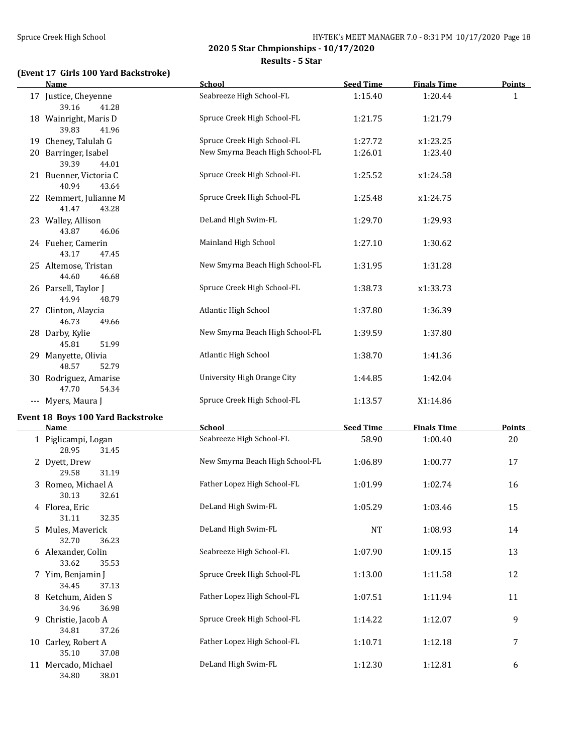## 2020 5 Star Chmpionships - 10/17/2020

### Results - 5 Star

#### (Event 17 Girls 100 Yard Backstroke)

| | Name | School | Seed Time | Finals Time | Points |
|---|---|---|---|---|---|
| 17 | Justice, Cheyenne | Seabreeze High School-FL | 1:15.40 | 1:20.44 | 1 |
| | 39.16 41.28 | | | | |
| 18 | Wainright, Maris D | Spruce Creek High School-FL | 1:21.75 | 1:21.79 | |
| | 39.83 41.96 | | | | |
| 19 | Cheney, Talulah G | Spruce Creek High School-FL | 1:27.72 | x1:23.25 | |
| 20 | Barringer, Isabel | New Smyrna Beach High School-FL | 1:26.01 | 1:23.40 | |
| | 39.39 44.01 | | | | |
| 21 | Buenner, Victoria C | Spruce Creek High School-FL | 1:25.52 | x1:24.58 | |
| | 40.94 43.64 | | | | |
| 22 | Remmert, Julianne M | Spruce Creek High School-FL | 1:25.48 | x1:24.75 | |
| | 41.47 43.28 | | | | |
| 23 | Walley, Allison | DeLand High Swim-FL | 1:29.70 | 1:29.93 | |
| | 43.87 46.06 | | | | |
| 24 | Fueher, Camerin | Mainland High School | 1:27.10 | 1:30.62 | |
| | 43.17 47.45 | | | | |
| 25 | Altemose, Tristan | New Smyrna Beach High School-FL | 1:31.95 | 1:31.28 | |
| | 44.60 46.68 | | | | |
| 26 | Parsell, Taylor J | Spruce Creek High School-FL | 1:38.73 | x1:33.73 | |
| | 44.94 48.79 | | | | |
| 27 | Clinton, Alaycia | Atlantic High School | 1:37.80 | 1:36.39 | |
| | 46.73 49.66 | | | | |
| 28 | Darby, Kylie | New Smyrna Beach High School-FL | 1:39.59 | 1:37.80 | |
| | 45.81 51.99 | | | | |
| 29 | Manyette, Olivia | Atlantic High School | 1:38.70 | 1:41.36 | |
| | 48.57 52.79 | | | | |
| 30 | Rodriguez, Amarise | University High Orange City | 1:44.85 | 1:42.04 | |
| | 47.70 54.34 | | | | |
| --- | Myers, Maura J | Spruce Creek High School-FL | 1:13.57 | X1:14.86 | |

#### Event 18 Boys 100 Yard Backstroke

| | Name | School | Seed Time | Finals Time | Points |
|---|---|---|---|---|---|
| 1 | Piglicampi, Logan | Seabreeze High School-FL | 58.90 | 1:00.40 | 20 |
| | 28.95 31.45 | | | | |
| 2 | Dyett, Drew | New Smyrna Beach High School-FL | 1:06.89 | 1:00.77 | 17 |
| | 29.58 31.19 | | | | |
| 3 | Romeo, Michael A | Father Lopez High School-FL | 1:01.99 | 1:02.74 | 16 |
| | 30.13 32.61 | | | | |
| 4 | Florea, Eric | DeLand High Swim-FL | 1:05.29 | 1:03.46 | 15 |
| | 31.11 32.35 | | | | |
| 5 | Mules, Maverick | DeLand High Swim-FL | NT | 1:08.93 | 14 |
| | 32.70 36.23 | | | | |
| 6 | Alexander, Colin | Seabreeze High School-FL | 1:07.90 | 1:09.15 | 13 |
| | 33.62 35.53 | | | | |
| 7 | Yim, Benjamin J | Spruce Creek High School-FL | 1:13.00 | 1:11.58 | 12 |
| | 34.45 37.13 | | | | |
| 8 | Ketchum, Aiden S | Father Lopez High School-FL | 1:07.51 | 1:11.94 | 11 |
| | 34.96 36.98 | | | | |
| 9 | Christie, Jacob A | Spruce Creek High School-FL | 1:14.22 | 1:12.07 | 9 |
| | 34.81 37.26 | | | | |
| 10 | Carley, Robert A | Father Lopez High School-FL | 1:10.71 | 1:12.18 | 7 |
| | 35.10 37.08 | | | | |
| 11 | Mercado, Michael | DeLand High Swim-FL | 1:12.30 | 1:12.81 | 6 |
| | 34.80 38.01 | | | | |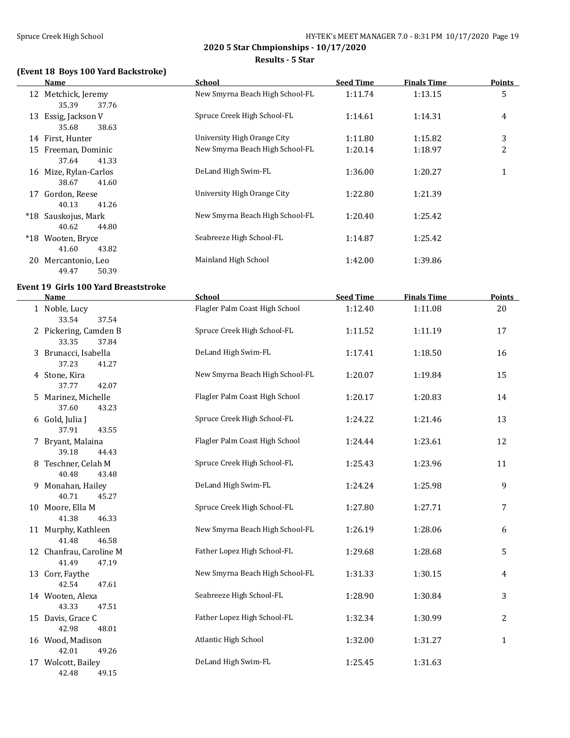## 2020 5 Star Chmpionships - 10/17/2020

### Results - 5 Star

### (Event 18 Boys 100 Yard Backstroke)

| | Name | School | Seed Time | Finals Time | Points |
|---|---|---|---|---|---|
| 12 | Metchick, Jeremy | New Smyrna Beach High School-FL | 1:11.74 | 1:13.15 | 5 |
| | 35.39 37.76 | | | | |
| 13 | Essig, Jackson V | Spruce Creek High School-FL | 1:14.61 | 1:14.31 | 4 |
| | 35.68 38.63 | | | | |
| 14 | First, Hunter | University High Orange City | 1:11.80 | 1:15.82 | 3 |
| 15 | Freeman, Dominic | New Smyrna Beach High School-FL | 1:20.14 | 1:18.97 | 2 |
| | 37.64 41.33 | | | | |
| 16 | Mize, Rylan-Carlos | DeLand High Swim-FL | 1:36.00 | 1:20.27 | 1 |
| | 38.67 41.60 | | | | |
| 17 | Gordon, Reese | University High Orange City | 1:22.80 | 1:21.39 | |
| | 40.13 41.26 | | | | |
| *18 | Sauskojus, Mark | New Smyrna Beach High School-FL | 1:20.40 | 1:25.42 | |
| | 40.62 44.80 | | | | |
| *18 | Wooten, Bryce | Seabreeze High School-FL | 1:14.87 | 1:25.42 | |
| | 41.60 43.82 | | | | |
| 20 | Mercantonio, Leo | Mainland High School | 1:42.00 | 1:39.86 | |
| | 49.47 50.39 | | | | |

### Event 19 Girls 100 Yard Breaststroke

| | Name | School | Seed Time | Finals Time | Points |
|---|---|---|---|---|---|
| 1 | Noble, Lucy | Flagler Palm Coast High School | 1:12.40 | 1:11.08 | 20 |
| | 33.54 37.54 | | | | |
| 2 | Pickering, Camden B | Spruce Creek High School-FL | 1:11.52 | 1:11.19 | 17 |
| | 33.35 37.84 | | | | |
| 3 | Brunacci, Isabella | DeLand High Swim-FL | 1:17.41 | 1:18.50 | 16 |
| | 37.23 41.27 | | | | |
| 4 | Stone, Kira | New Smyrna Beach High School-FL | 1:20.07 | 1:19.84 | 15 |
| | 37.77 42.07 | | | | |
| 5 | Marinez, Michelle | Flagler Palm Coast High School | 1:20.17 | 1:20.83 | 14 |
| | 37.60 43.23 | | | | |
| 6 | Gold, Julia J | Spruce Creek High School-FL | 1:24.22 | 1:21.46 | 13 |
| | 37.91 43.55 | | | | |
| 7 | Bryant, Malaina | Flagler Palm Coast High School | 1:24.44 | 1:23.61 | 12 |
| | 39.18 44.43 | | | | |
| 8 | Teschner, Celah M | Spruce Creek High School-FL | 1:25.43 | 1:23.96 | 11 |
| | 40.48 43.48 | | | | |
| 9 | Monahan, Hailey | DeLand High Swim-FL | 1:24.24 | 1:25.98 | 9 |
| | 40.71 45.27 | | | | |
| 10 | Moore, Ella M | Spruce Creek High School-FL | 1:27.80 | 1:27.71 | 7 |
| | 41.38 46.33 | | | | |
| 11 | Murphy, Kathleen | New Smyrna Beach High School-FL | 1:26.19 | 1:28.06 | 6 |
| | 41.48 46.58 | | | | |
| 12 | Chanfrau, Caroline M | Father Lopez High School-FL | 1:29.68 | 1:28.68 | 5 |
| | 41.49 47.19 | | | | |
| 13 | Corr, Faythe | New Smyrna Beach High School-FL | 1:31.33 | 1:30.15 | 4 |
| | 42.54 47.61 | | | | |
| 14 | Wooten, Alexa | Seabreeze High School-FL | 1:28.90 | 1:30.84 | 3 |
| | 43.33 47.51 | | | | |
| 15 | Davis, Grace C | Father Lopez High School-FL | 1:32.34 | 1:30.99 | 2 |
| | 42.98 48.01 | | | | |
| 16 | Wood, Madison | Atlantic High School | 1:32.00 | 1:31.27 | 1 |
| | 42.01 49.26 | | | | |
| 17 | Wolcott, Bailey | DeLand High Swim-FL | 1:25.45 | 1:31.63 | |
| | 42.48 49.15 | | | | |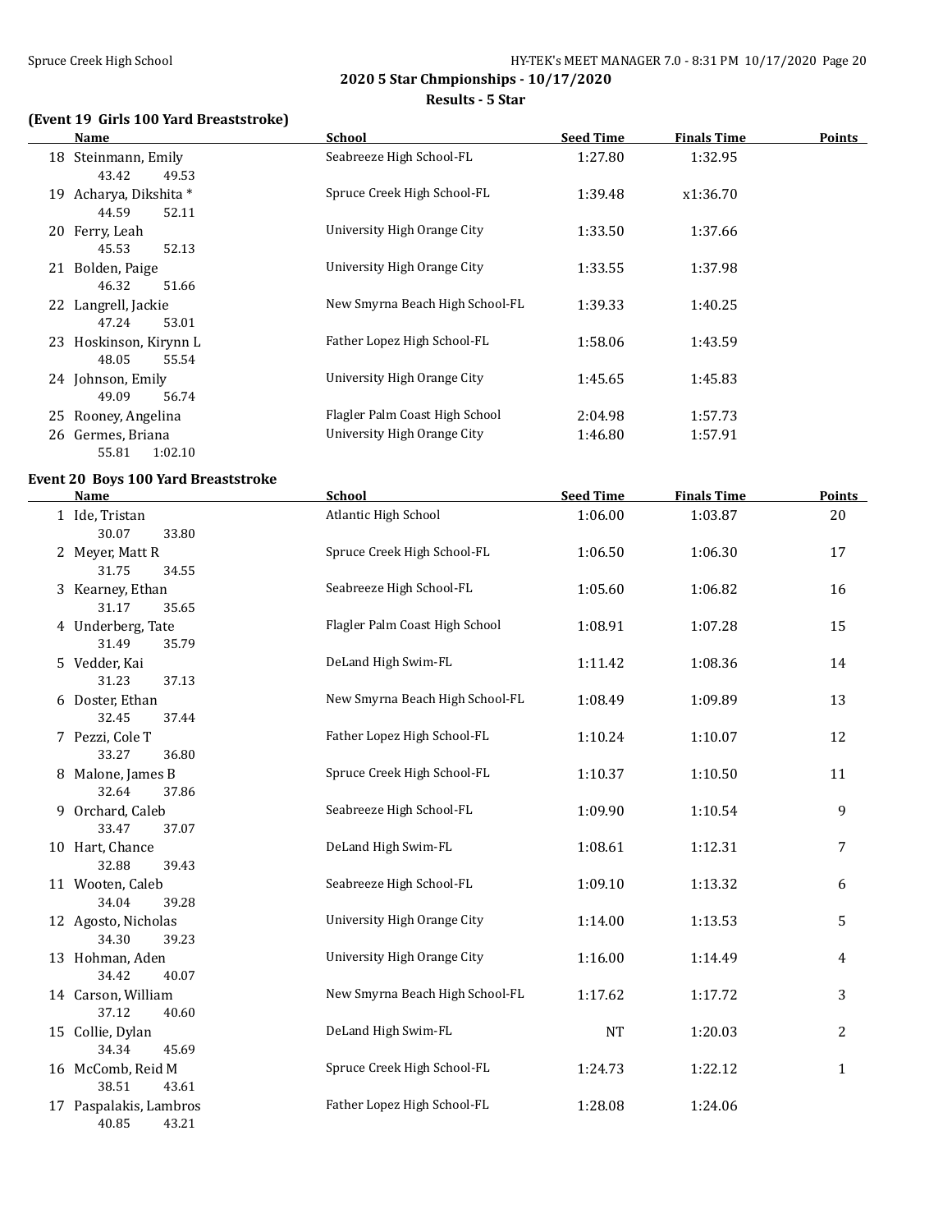## 2020 5 Star Chmpionships - 10/17/2020

### Results - 5 Star

#### (Event 19 Girls 100 Yard Breaststroke)

| | Name | School | Seed Time | Finals Time | Points |
|---|---|---|---|---|---|
| 18 | Steinmann, Emily | Seabreeze High School-FL | 1:27.80 | 1:32.95 | |
| | 43.42 49.53 | | | | |
| 19 | Acharya, Dikshita * | Spruce Creek High School-FL | 1:39.48 | x1:36.70 | |
| | 44.59 52.11 | | | | |
| 20 | Ferry, Leah | University High Orange City | 1:33.50 | 1:37.66 | |
| | 45.53 52.13 | | | | |
| 21 | Bolden, Paige | University High Orange City | 1:33.55 | 1:37.98 | |
| | 46.32 51.66 | | | | |
| 22 | Langrell, Jackie | New Smyrna Beach High School-FL | 1:39.33 | 1:40.25 | |
| | 47.24 53.01 | | | | |
| 23 | Hoskinson, Kirynn L | Father Lopez High School-FL | 1:58.06 | 1:43.59 | |
| | 48.05 55.54 | | | | |
| 24 | Johnson, Emily | University High Orange City | 1:45.65 | 1:45.83 | |
| | 49.09 56.74 | | | | |
| 25 | Rooney, Angelina | Flagler Palm Coast High School | 2:04.98 | 1:57.73 | |
| 26 | Germes, Briana | University High Orange City | 1:46.80 | 1:57.91 | |
| | 55.81 1:02.10 | | | | |

#### Event 20 Boys 100 Yard Breaststroke

| | Name | School | Seed Time | Finals Time | Points |
|---|---|---|---|---|---|
| 1 | Ide, Tristan | Atlantic High School | 1:06.00 | 1:03.87 | 20 |
| | 30.07 33.80 | | | | |
| 2 | Meyer, Matt R | Spruce Creek High School-FL | 1:06.50 | 1:06.30 | 17 |
| | 31.75 34.55 | | | | |
| 3 | Kearney, Ethan | Seabreeze High School-FL | 1:05.60 | 1:06.82 | 16 |
| | 31.17 35.65 | | | | |
| 4 | Underberg, Tate | Flagler Palm Coast High School | 1:08.91 | 1:07.28 | 15 |
| | 31.49 35.79 | | | | |
| 5 | Vedder, Kai | DeLand High Swim-FL | 1:11.42 | 1:08.36 | 14 |
| | 31.23 37.13 | | | | |
| 6 | Doster, Ethan | New Smyrna Beach High School-FL | 1:08.49 | 1:09.89 | 13 |
| | 32.45 37.44 | | | | |
| 7 | Pezzi, Cole T | Father Lopez High School-FL | 1:10.24 | 1:10.07 | 12 |
| | 33.27 36.80 | | | | |
| 8 | Malone, James B | Spruce Creek High School-FL | 1:10.37 | 1:10.50 | 11 |
| | 32.64 37.86 | | | | |
| 9 | Orchard, Caleb | Seabreeze High School-FL | 1:09.90 | 1:10.54 | 9 |
| | 33.47 37.07 | | | | |
| 10 | Hart, Chance | DeLand High Swim-FL | 1:08.61 | 1:12.31 | 7 |
| | 32.88 39.43 | | | | |
| 11 | Wooten, Caleb | Seabreeze High School-FL | 1:09.10 | 1:13.32 | 6 |
| | 34.04 39.28 | | | | |
| 12 | Agosto, Nicholas | University High Orange City | 1:14.00 | 1:13.53 | 5 |
| | 34.30 39.23 | | | | |
| 13 | Hohman, Aden | University High Orange City | 1:16.00 | 1:14.49 | 4 |
| | 34.42 40.07 | | | | |
| 14 | Carson, William | New Smyrna Beach High School-FL | 1:17.62 | 1:17.72 | 3 |
| | 37.12 40.60 | | | | |
| 15 | Collie, Dylan | DeLand High Swim-FL | NT | 1:20.03 | 2 |
| | 34.34 45.69 | | | | |
| 16 | McComb, Reid M | Spruce Creek High School-FL | 1:24.73 | 1:22.12 | 1 |
| | 38.51 43.61 | | | | |
| 17 | Paspalakis, Lambros | Father Lopez High School-FL | 1:28.08 | 1:24.06 | |
| | 40.85 43.21 | | | | |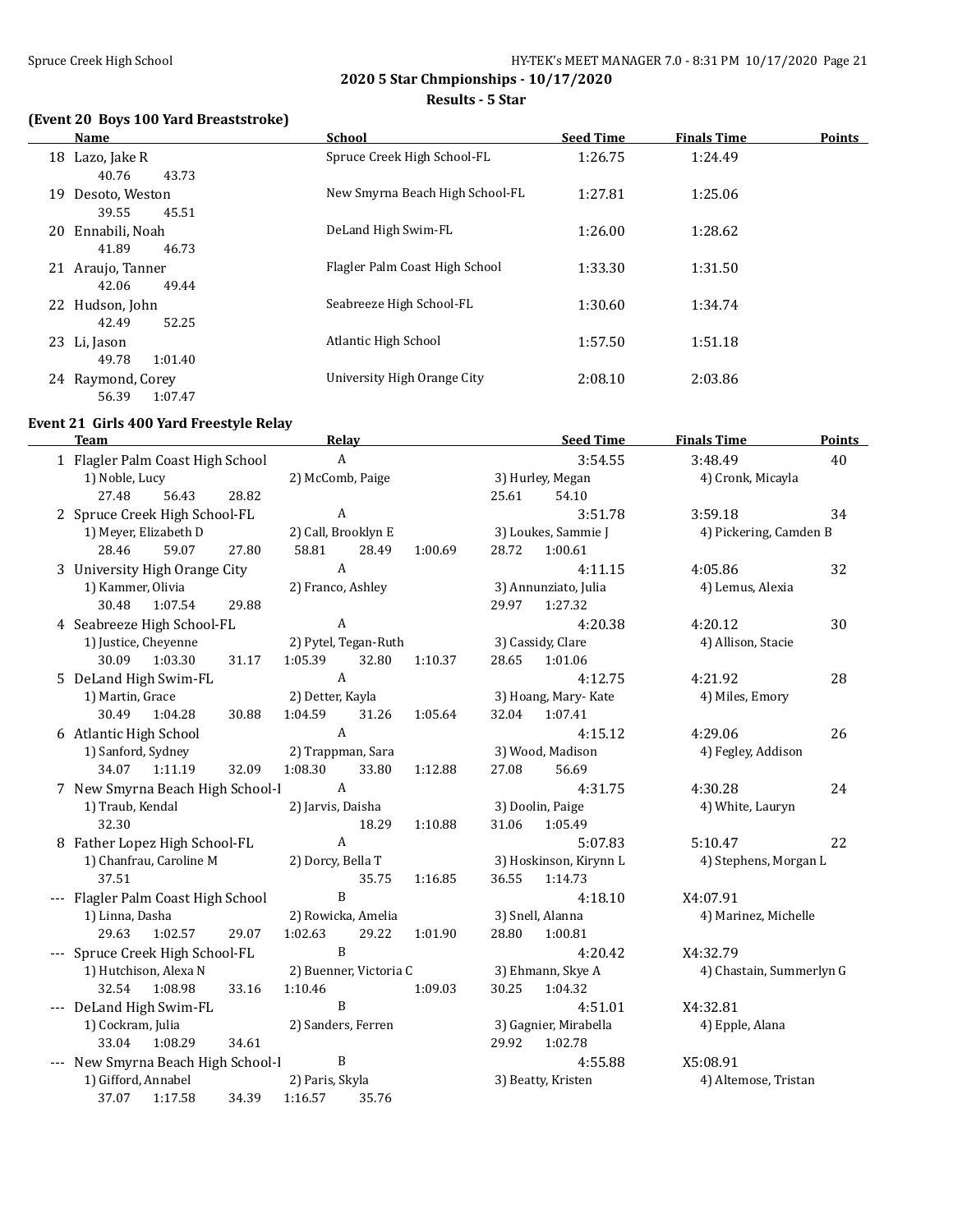**2020 5 Star Chmpionships - 10/17/2020**

**Results - 5 Star**

### (Event 20 Boys 100 Yard Breaststroke)

| | Name | School | Seed Time | Finals Time | Points |
|---|---|---|---|---|---|
| 18 | Lazo, Jake R | Spruce Creek High School-FL | 1:26.75 | 1:24.49 | |
| | 40.76 43.73 | | | | |
| 19 | Desoto, Weston | New Smyrna Beach High School-FL | 1:27.81 | 1:25.06 | |
| | 39.55 45.51 | | | | |
| 20 | Ennabili, Noah | DeLand High Swim-FL | 1:26.00 | 1:28.62 | |
| | 41.89 46.73 | | | | |
| 21 | Araujo, Tanner | Flagler Palm Coast High School | 1:33.30 | 1:31.50 | |
| | 42.06 49.44 | | | | |
| 22 | Hudson, John | Seabreeze High School-FL | 1:30.60 | 1:34.74 | |
| | 42.49 52.25 | | | | |
| 23 | Li, Jason | Atlantic High School | 1:57.50 | 1:51.18 | |
| | 49.78 1:01.40 | | | | |
| 24 | Raymond, Corey | University High Orange City | 2:08.10 | 2:03.86 | |
| | 56.39 1:07.47 | | | | |

### Event 21 Girls 400 Yard Freestyle Relay

| | Team | Relay | Seed Time | Finals Time | Points |
|---|---|---|---|---|---|
| 1 | Flagler Palm Coast High School | A | 3:54.55 | 3:48.49 | 40 |
| | 1) Noble, Lucy 2) McComb, Paige 3) Hurley, Megan 4) Cronk, Micayla | | | | |
| | 27.48 56.43 28.82 25.61 54.10 | | | | |
| 2 | Spruce Creek High School-FL | A | 3:51.78 | 3:59.18 | 34 |
| | 1) Meyer, Elizabeth D 2) Call, Brooklyn E 3) Loukes, Sammie J 4) Pickering, Camden B | | | | |
| | 28.46 59.07 27.80 58.81 28.49 1:00.69 28.72 1:00.61 | | | | |
| 3 | University High Orange City | A | 4:11.15 | 4:05.86 | 32 |
| | 1) Kammer, Olivia 2) Franco, Ashley 3) Annunziato, Julia 4) Lemus, Alexia | | | | |
| | 30.48 1:07.54 29.88 29.97 1:27.32 | | | | |
| 4 | Seabreeze High School-FL | A | 4:20.38 | 4:20.12 | 30 |
| | 1) Justice, Cheyenne 2) Pytel, Tegan-Ruth 3) Cassidy, Clare 4) Allison, Stacie | | | | |
| | 30.09 1:03.30 31.17 1:05.39 32.80 1:10.37 28.65 1:01.06 | | | | |
| 5 | DeLand High Swim-FL | A | 4:12.75 | 4:21.92 | 28 |
| | 1) Martin, Grace 2) Detter, Kayla 3) Hoang, Mary- Kate 4) Miles, Emory | | | | |
| | 30.49 1:04.28 30.88 1:04.59 31.26 1:05.64 32.04 1:07.41 | | | | |
| 6 | Atlantic High School | A | 4:15.12 | 4:29.06 | 26 |
| | 1) Sanford, Sydney 2) Trappman, Sara 3) Wood, Madison 4) Fegley, Addison | | | | |
| | 34.07 1:11.19 32.09 1:08.30 33.80 1:12.88 27.08 56.69 | | | | |
| 7 | New Smyrna Beach High School-I | A | 4:31.75 | 4:30.28 | 24 |
| | 1) Traub, Kendal 2) Jarvis, Daisha 3) Doolin, Paige 4) White, Lauryn | | | | |
| | 32.30 18.29 1:10.88 31.06 1:05.49 | | | | |
| 8 | Father Lopez High School-FL | A | 5:07.83 | 5:10.47 | 22 |
| | 1) Chanfrau, Caroline M 2) Dorcy, Bella T 3) Hoskinson, Kirynn L 4) Stephens, Morgan L | | | | |
| | 37.51 35.75 1:16.85 36.55 1:14.73 | | | | |
| --- | Flagler Palm Coast High School | B | 4:18.10 | X4:07.91 | |
| | 1) Linna, Dasha 2) Rowicka, Amelia 3) Snell, Alanna 4) Marinez, Michelle | | | | |
| | 29.63 1:02.57 29.07 1:02.63 29.22 1:01.90 28.80 1:00.81 | | | | |
| --- | Spruce Creek High School-FL | B | 4:20.42 | X4:32.79 | |
| | 1) Hutchison, Alexa N 2) Buenner, Victoria C 3) Ehmann, Skye A 4) Chastain, Summerlyn G | | | | |
| | 32.54 1:08.98 33.16 1:10.46 1:09.03 30.25 1:04.32 | | | | |
| --- | DeLand High Swim-FL | B | 4:51.01 | X4:32.81 | |
| | 1) Cockram, Julia 2) Sanders, Ferren 3) Gagnier, Mirabella 4) Epple, Alana | | | | |
| | 33.04 1:08.29 34.61 29.92 1:02.78 | | | | |
| --- | New Smyrna Beach High School-I | B | 4:55.88 | X5:08.91 | |
| | 1) Gifford, Annabel 2) Paris, Skyla 3) Beatty, Kristen 4) Altemose, Tristan | | | | |
| | 37.07 1:17.58 34.39 1:16.57 35.76 | | | | |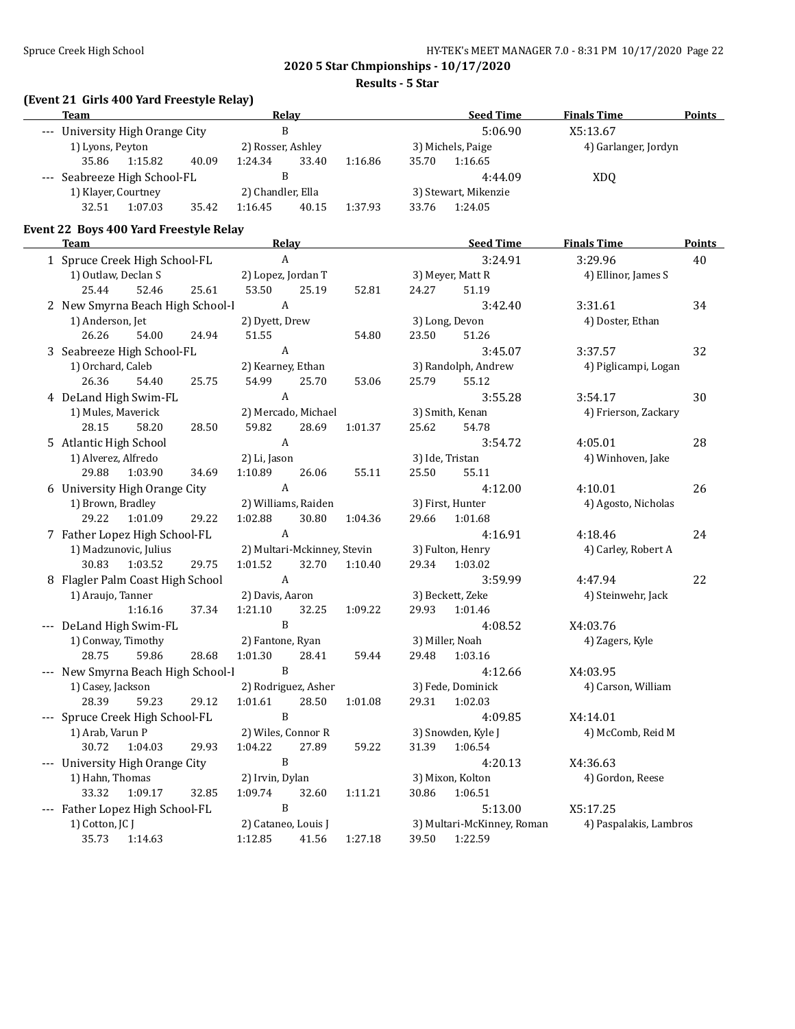**2020 5 Star Chmpionships - 10/17/2020**

**Results - 5 Star**

**(Event 21 Girls 400 Yard Freestyle Relay)**

| | Team | Relay | Seed Time | Finals Time | Points |
|---|---|---|---|---|---|
| --- | University High Orange City | B | 5:06.90 | X5:13.67 | |
| | 1) Lyons, Peyton | 2) Rosser, Ashley | 3) Michels, Paige | 4) Garlanger, Jordyn | |
| | 35.86 1:15.82 | 40.09 1:24.34 | 33.40 1:16.86 | 35.70 1:16.65 | |
| --- | Seabreeze High School-FL | B | 4:44.09 | XDQ | |
| | 1) Klayer, Courtney | 2) Chandler, Ella | 3) Stewart, Mikenzie | | |
| | 32.51 1:07.03 | 35.42 1:16.45 | 40.15 1:37.93 | 33.76 1:24.05 | |

**Event 22 Boys 400 Yard Freestyle Relay**

| | Team | Relay | Seed Time | Finals Time | Points |
|---|---|---|---|---|---|
| 1 | Spruce Creek High School-FL | A | 3:24.91 | 3:29.96 | 40 |
| | 1) Outlaw, Declan S | 2) Lopez, Jordan T | 3) Meyer, Matt R | 4) Ellinor, James S | |
| | 25.44 52.46 | 25.61 53.50 | 25.19 52.81 | 24.27 51.19 | |
| 2 | New Smyrna Beach High School-I | A | 3:42.40 | 3:31.61 | 34 |
| | 1) Anderson, Jet | 2) Dyett, Drew | 3) Long, Devon | 4) Doster, Ethan | |
| | 26.26 54.00 | 24.94 51.55 | 54.80 | 23.50 51.26 | |
| 3 | Seabreeze High School-FL | A | 3:45.07 | 3:37.57 | 32 |
| | 1) Orchard, Caleb | 2) Kearney, Ethan | 3) Randolph, Andrew | 4) Piglicampi, Logan | |
| | 26.36 54.40 | 25.75 54.99 | 25.70 53.06 | 25.79 55.12 | |
| 4 | DeLand High Swim-FL | A | 3:55.28 | 3:54.17 | 30 |
| | 1) Mules, Maverick | 2) Mercado, Michael | 3) Smith, Kenan | 4) Frierson, Zackary | |
| | 28.15 58.20 | 28.50 59.82 | 28.69 1:01.37 | 25.62 54.78 | |
| 5 | Atlantic High School | A | 3:54.72 | 4:05.01 | 28 |
| | 1) Alverez, Alfredo | 2) Li, Jason | 3) Ide, Tristan | 4) Winhoven, Jake | |
| | 29.88 1:03.90 | 34.69 1:10.89 | 26.06 55.11 | 25.50 55.11 | |
| 6 | University High Orange City | A | 4:12.00 | 4:10.01 | 26 |
| | 1) Brown, Bradley | 2) Williams, Raiden | 3) First, Hunter | 4) Agosto, Nicholas | |
| | 29.22 1:01.09 | 29.22 1:02.88 | 30.80 1:04.36 | 29.66 1:01.68 | |
| 7 | Father Lopez High School-FL | A | 4:16.91 | 4:18.46 | 24 |
| | 1) Madzunovic, Julius | 2) Multari-Mckinney, Stevin | 3) Fulton, Henry | 4) Carley, Robert A | |
| | 30.83 1:03.52 | 29.75 1:01.52 | 32.70 1:10.40 | 29.34 1:03.02 | |
| 8 | Flagler Palm Coast High School | A | 3:59.99 | 4:47.94 | 22 |
| | 1) Araujo, Tanner | 2) Davis, Aaron | 3) Beckett, Zeke | 4) Steinwehr, Jack | |
| | 1:16.16 | 37.34 1:21.10 | 32.25 1:09.22 | 29.93 1:01.46 | |
| --- | DeLand High Swim-FL | B | 4:08.52 | X4:03.76 | |
| | 1) Conway, Timothy | 2) Fantone, Ryan | 3) Miller, Noah | 4) Zagers, Kyle | |
| | 28.75 59.86 | 28.68 1:01.30 | 28.41 59.44 | 29.48 1:03.16 | |
| --- | New Smyrna Beach High School-I | B | 4:12.66 | X4:03.95 | |
| | 1) Casey, Jackson | 2) Rodriguez, Asher | 3) Fede, Dominick | 4) Carson, William | |
| | 28.39 59.23 | 29.12 1:01.61 | 28.50 1:01.08 | 29.31 1:02.03 | |
| --- | Spruce Creek High School-FL | B | 4:09.85 | X4:14.01 | |
| | 1) Arab, Varun P | 2) Wiles, Connor R | 3) Snowden, Kyle J | 4) McComb, Reid M | |
| | 30.72 1:04.03 | 29.93 1:04.22 | 27.89 59.22 | 31.39 1:06.54 | |
| --- | University High Orange City | B | 4:20.13 | X4:36.63 | |
| | 1) Hahn, Thomas | 2) Irvin, Dylan | 3) Mixon, Kolton | 4) Gordon, Reese | |
| | 33.32 1:09.17 | 32.85 1:09.74 | 32.60 1:11.21 | 30.86 1:06.51 | |
| --- | Father Lopez High School-FL | B | 5:13.00 | X5:17.25 | |
| | 1) Cotton, JC J | 2) Cataneo, Louis J | 3) Multari-McKinney, Roman | 4) Paspalakis, Lambros | |
| | 35.73 1:14.63 | 1:12.85 | 41.56 1:27.18 | 39.50 1:22.59 | |